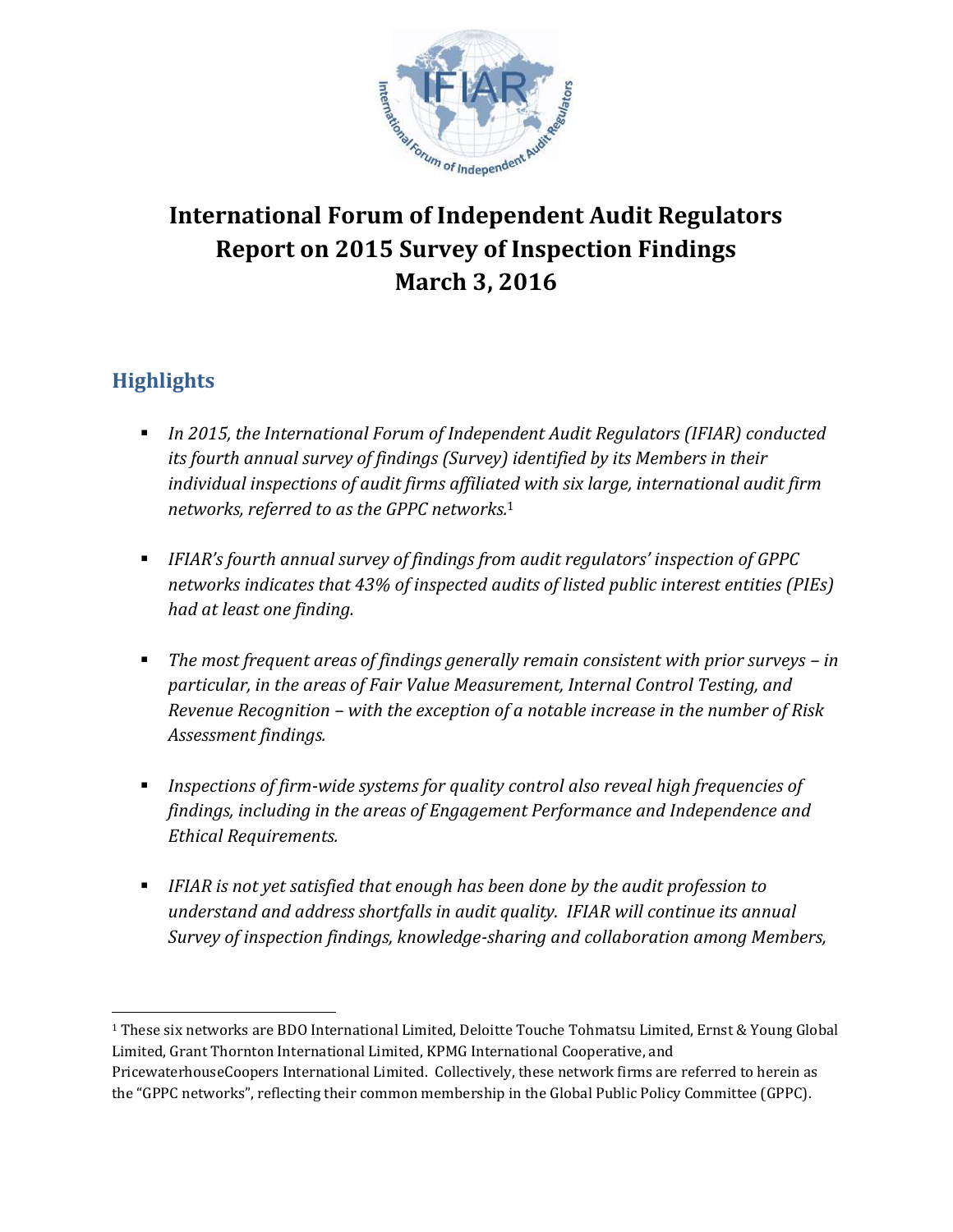# International Forum of Independent Audit Regulators Report on 2015 Survey of Inspection Findings March 3, 2016

## Highlights

- *In 2015, the International Forum of Independent Audit Regulators (IFIAR) conducted its fourth annual survey of findings (Survey) identified by its Members in their individual inspections of audit firms affiliated with six large, international audit firm networks, referred to as the GPPC networks.*[1]

- *IFIAR's fourth annual survey of findings from audit regulators' inspection of GPPC networks indicates that 43% of inspected audits of listed public interest entities (PIEs) had at least one finding.*

- *The most frequent areas of findings generally remain consistent with prior surveys – in particular, in the areas of Fair Value Measurement, Internal Control Testing, and Revenue Recognition – with the exception of a notable increase in the number of Risk Assessment findings.*

- *Inspections of firm-wide systems for quality control also reveal high frequencies of findings, including in the areas of Engagement Performance and Independence and Ethical Requirements.*

- *IFIAR is not yet satisfied that enough has been done by the audit profession to understand and address shortfalls in audit quality. IFIAR will continue its annual Survey of inspection findings, knowledge-sharing and collaboration among Members,*

---

[1] These six networks are BDO International Limited, Deloitte Touche Tohmatsu Limited, Ernst & Young Global Limited, Grant Thornton International Limited, KPMG International Cooperative, and PricewaterhouseCoopers International Limited. Collectively, these network firms are referred to herein as the "GPPC networks", reflecting their common membership in the Global Public Policy Committee (GPPC).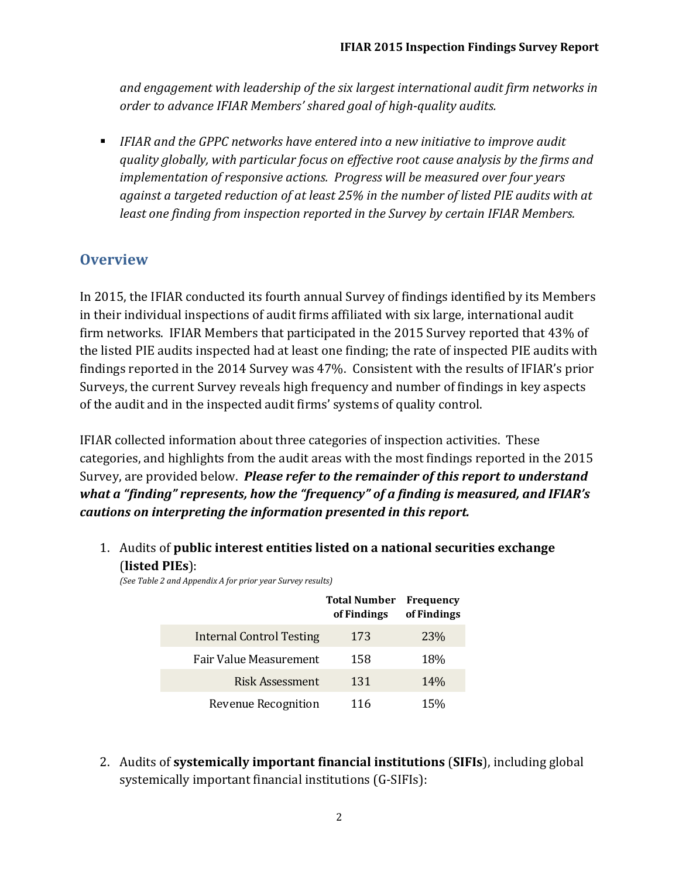*and engagement with leadership of the six largest international audit firm networks in order to advance IFIAR Members' shared goal of high-quality audits.*

- *IFIAR and the GPPC networks have entered into a new initiative to improve audit quality globally, with particular focus on effective root cause analysis by the firms and implementation of responsive actions. Progress will be measured over four years against a targeted reduction of at least 25% in the number of listed PIE audits with at least one finding from inspection reported in the Survey by certain IFIAR Members.*

## Overview

In 2015, the IFIAR conducted its fourth annual Survey of findings identified by its Members in their individual inspections of audit firms affiliated with six large, international audit firm networks. IFIAR Members that participated in the 2015 Survey reported that 43% of the listed PIE audits inspected had at least one finding; the rate of inspected PIE audits with findings reported in the 2014 Survey was 47%. Consistent with the results of IFIAR's prior Surveys, the current Survey reveals high frequency and number of findings in key aspects of the audit and in the inspected audit firms' systems of quality control.

IFIAR collected information about three categories of inspection activities. These categories, and highlights from the audit areas with the most findings reported in the 2015 Survey, are provided below. ***Please refer to the remainder of this report to understand what a "finding" represents, how the "frequency" of a finding is measured, and IFIAR's cautions on interpreting the information presented in this report.***

1. Audits of **public interest entities listed on a national securities exchange** (**listed PIEs**):

   *(See Table 2 and Appendix A for prior year Survey results)*

| | Total Number of Findings | Frequency of Findings |
|---|---|---|
| Internal Control Testing | 173 | 23% |
| Fair Value Measurement | 158 | 18% |
| Risk Assessment | 131 | 14% |
| Revenue Recognition | 116 | 15% |

2. Audits of **systemically important financial institutions** (**SIFIs**), including global systemically important financial institutions (G-SIFIs):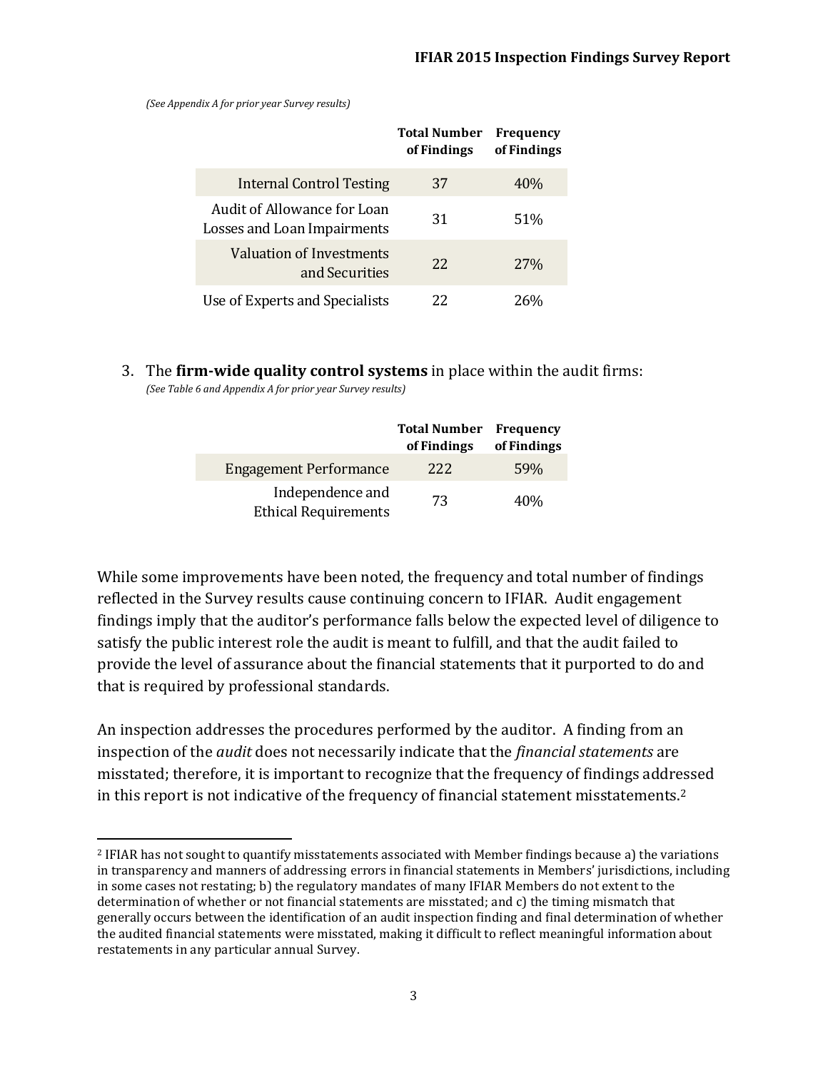*(See Appendix A for prior year Survey results)*

| | Total Number of Findings | Frequency of Findings |
|---|---|---|
| Internal Control Testing | 37 | 40% |
| Audit of Allowance for Loan Losses and Loan Impairments | 31 | 51% |
| Valuation of Investments and Securities | 22 | 27% |
| Use of Experts and Specialists | 22 | 26% |

3. The **firm-wide quality control systems** in place within the audit firms:
   *(See Table 6 and Appendix A for prior year Survey results)*

| | Total Number of Findings | Frequency of Findings |
|---|---|---|
| Engagement Performance | 222 | 59% |
| Independence and Ethical Requirements | 73 | 40% |

While some improvements have been noted, the frequency and total number of findings reflected in the Survey results cause continuing concern to IFIAR. Audit engagement findings imply that the auditor's performance falls below the expected level of diligence to satisfy the public interest role the audit is meant to fulfill, and that the audit failed to provide the level of assurance about the financial statements that it purported to do and that is required by professional standards.

An inspection addresses the procedures performed by the auditor. A finding from an inspection of the *audit* does not necessarily indicate that the *financial statements* are misstated; therefore, it is important to recognize that the frequency of findings addressed in this report is not indicative of the frequency of financial statement misstatements.[2]

[2] IFIAR has not sought to quantify misstatements associated with Member findings because a) the variations in transparency and manners of addressing errors in financial statements in Members' jurisdictions, including in some cases not restating; b) the regulatory mandates of many IFIAR Members do not extent to the determination of whether or not financial statements are misstated; and c) the timing mismatch that generally occurs between the identification of an audit inspection finding and final determination of whether the audited financial statements were misstated, making it difficult to reflect meaningful information about restatements in any particular annual Survey.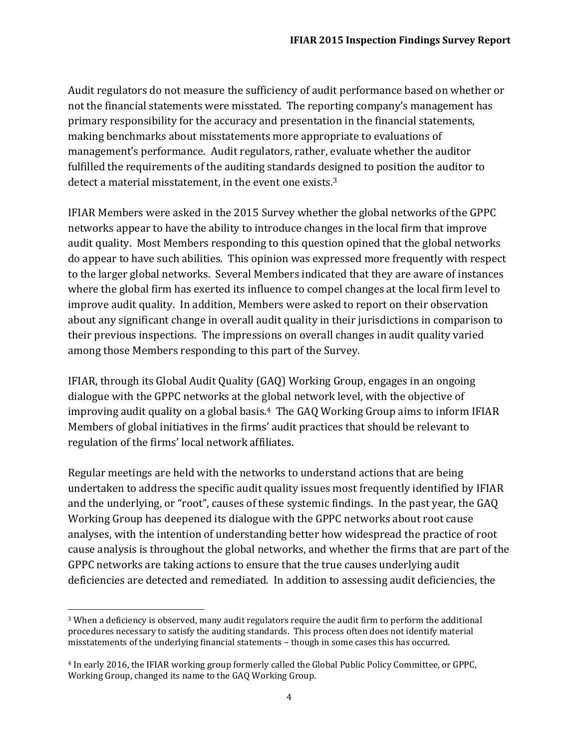Audit regulators do not measure the sufficiency of audit performance based on whether or not the financial statements were misstated. The reporting company's management has primary responsibility for the accuracy and presentation in the financial statements, making benchmarks about misstatements more appropriate to evaluations of management's performance. Audit regulators, rather, evaluate whether the auditor fulfilled the requirements of the auditing standards designed to position the auditor to detect a material misstatement, in the event one exists.[3]

IFIAR Members were asked in the 2015 Survey whether the global networks of the GPPC networks appear to have the ability to introduce changes in the local firm that improve audit quality. Most Members responding to this question opined that the global networks do appear to have such abilities. This opinion was expressed more frequently with respect to the larger global networks. Several Members indicated that they are aware of instances where the global firm has exerted its influence to compel changes at the local firm level to improve audit quality. In addition, Members were asked to report on their observation about any significant change in overall audit quality in their jurisdictions in comparison to their previous inspections. The impressions on overall changes in audit quality varied among those Members responding to this part of the Survey.

IFIAR, through its Global Audit Quality (GAQ) Working Group, engages in an ongoing dialogue with the GPPC networks at the global network level, with the objective of improving audit quality on a global basis.[4] The GAQ Working Group aims to inform IFIAR Members of global initiatives in the firms' audit practices that should be relevant to regulation of the firms' local network affiliates.

Regular meetings are held with the networks to understand actions that are being undertaken to address the specific audit quality issues most frequently identified by IFIAR and the underlying, or "root", causes of these systemic findings. In the past year, the GAQ Working Group has deepened its dialogue with the GPPC networks about root cause analyses, with the intention of understanding better how widespread the practice of root cause analysis is throughout the global networks, and whether the firms that are part of the GPPC networks are taking actions to ensure that the true causes underlying audit deficiencies are detected and remediated. In addition to assessing audit deficiencies, the

---

[3] When a deficiency is observed, many audit regulators require the audit firm to perform the additional procedures necessary to satisfy the auditing standards. This process often does not identify material misstatements of the underlying financial statements – though in some cases this has occurred.

[4] In early 2016, the IFIAR working group formerly called the Global Public Policy Committee, or GPPC, Working Group, changed its name to the GAQ Working Group.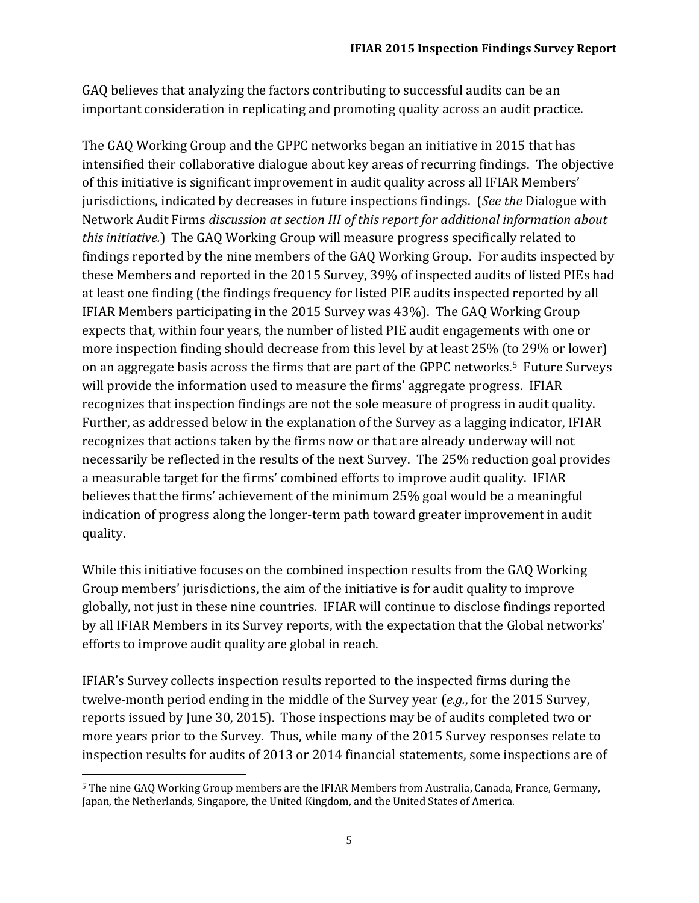GAQ believes that analyzing the factors contributing to successful audits can be an important consideration in replicating and promoting quality across an audit practice.

The GAQ Working Group and the GPPC networks began an initiative in 2015 that has intensified their collaborative dialogue about key areas of recurring findings. The objective of this initiative is significant improvement in audit quality across all IFIAR Members' jurisdictions, indicated by decreases in future inspections findings. (*See the* Dialogue with Network Audit Firms *discussion at section III of this report for additional information about this initiative.*) The GAQ Working Group will measure progress specifically related to findings reported by the nine members of the GAQ Working Group. For audits inspected by these Members and reported in the 2015 Survey, 39% of inspected audits of listed PIEs had at least one finding (the findings frequency for listed PIE audits inspected reported by all IFIAR Members participating in the 2015 Survey was 43%). The GAQ Working Group expects that, within four years, the number of listed PIE audit engagements with one or more inspection finding should decrease from this level by at least 25% (to 29% or lower) on an aggregate basis across the firms that are part of the GPPC networks.[5] Future Surveys will provide the information used to measure the firms' aggregate progress. IFIAR recognizes that inspection findings are not the sole measure of progress in audit quality. Further, as addressed below in the explanation of the Survey as a lagging indicator, IFIAR recognizes that actions taken by the firms now or that are already underway will not necessarily be reflected in the results of the next Survey. The 25% reduction goal provides a measurable target for the firms' combined efforts to improve audit quality. IFIAR believes that the firms' achievement of the minimum 25% goal would be a meaningful indication of progress along the longer-term path toward greater improvement in audit quality.

While this initiative focuses on the combined inspection results from the GAQ Working Group members' jurisdictions, the aim of the initiative is for audit quality to improve globally, not just in these nine countries. IFIAR will continue to disclose findings reported by all IFIAR Members in its Survey reports, with the expectation that the Global networks' efforts to improve audit quality are global in reach.

IFIAR's Survey collects inspection results reported to the inspected firms during the twelve-month period ending in the middle of the Survey year (*e.g.*, for the 2015 Survey, reports issued by June 30, 2015). Those inspections may be of audits completed two or more years prior to the Survey. Thus, while many of the 2015 Survey responses relate to inspection results for audits of 2013 or 2014 financial statements, some inspections are of

---

[5] The nine GAQ Working Group members are the IFIAR Members from Australia, Canada, France, Germany, Japan, the Netherlands, Singapore, the United Kingdom, and the United States of America.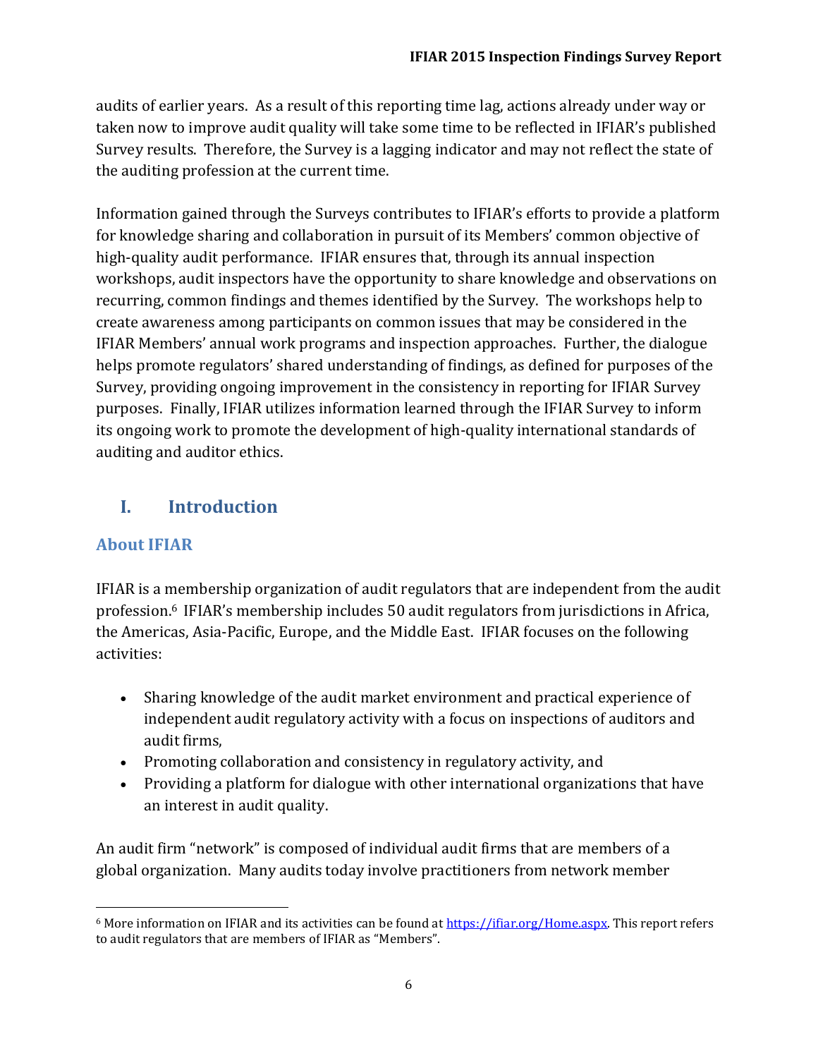audits of earlier years. As a result of this reporting time lag, actions already under way or taken now to improve audit quality will take some time to be reflected in IFIAR's published Survey results. Therefore, the Survey is a lagging indicator and may not reflect the state of the auditing profession at the current time.

Information gained through the Surveys contributes to IFIAR's efforts to provide a platform for knowledge sharing and collaboration in pursuit of its Members' common objective of high-quality audit performance. IFIAR ensures that, through its annual inspection workshops, audit inspectors have the opportunity to share knowledge and observations on recurring, common findings and themes identified by the Survey. The workshops help to create awareness among participants on common issues that may be considered in the IFIAR Members' annual work programs and inspection approaches. Further, the dialogue helps promote regulators' shared understanding of findings, as defined for purposes of the Survey, providing ongoing improvement in the consistency in reporting for IFIAR Survey purposes. Finally, IFIAR utilizes information learned through the IFIAR Survey to inform its ongoing work to promote the development of high-quality international standards of auditing and auditor ethics.

# I. Introduction

## About IFIAR

IFIAR is a membership organization of audit regulators that are independent from the audit profession.[6] IFIAR's membership includes 50 audit regulators from jurisdictions in Africa, the Americas, Asia-Pacific, Europe, and the Middle East. IFIAR focuses on the following activities:

- Sharing knowledge of the audit market environment and practical experience of independent audit regulatory activity with a focus on inspections of auditors and audit firms,
- Promoting collaboration and consistency in regulatory activity, and
- Providing a platform for dialogue with other international organizations that have an interest in audit quality.

An audit firm "network" is composed of individual audit firms that are members of a global organization. Many audits today involve practitioners from network member

[6] More information on IFIAR and its activities can be found at https://ifiar.org/Home.aspx. This report refers to audit regulators that are members of IFIAR as "Members".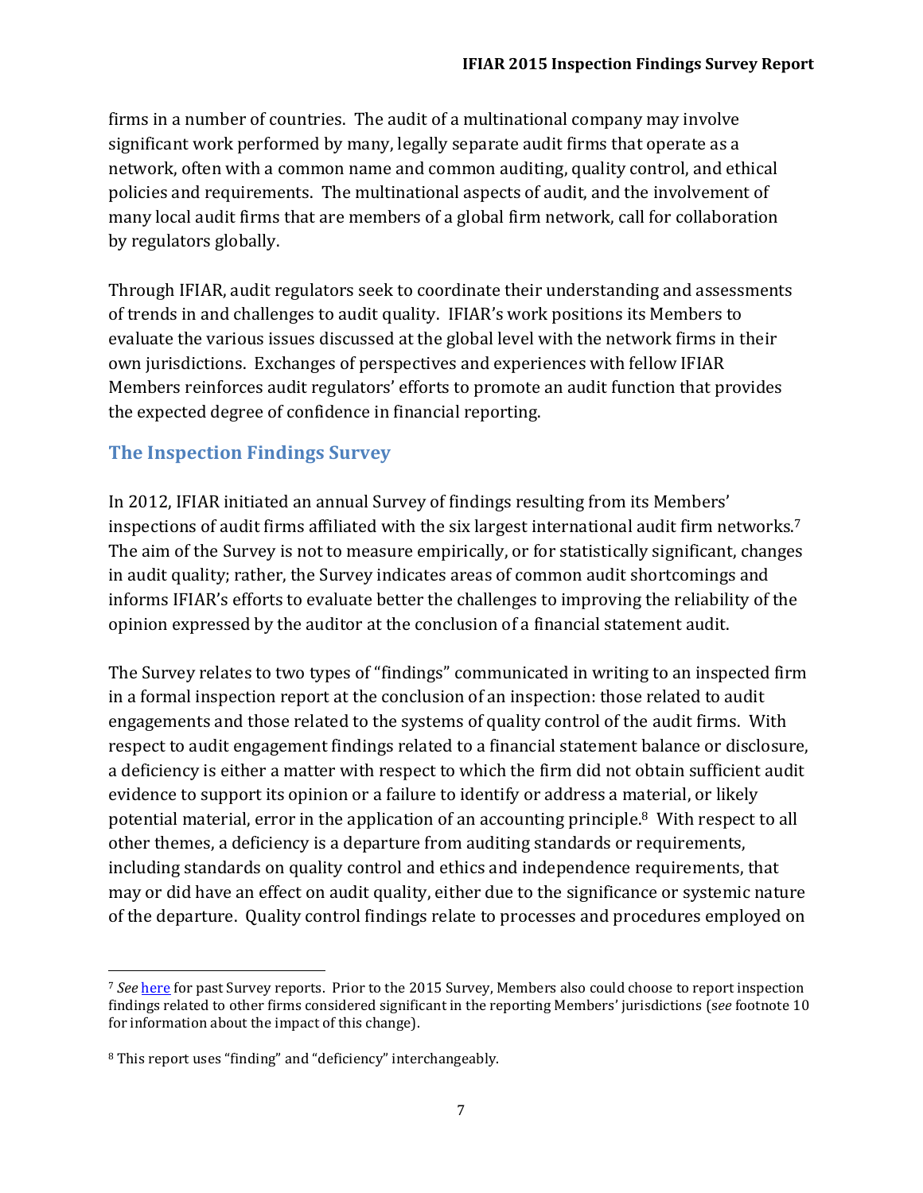firms in a number of countries. The audit of a multinational company may involve significant work performed by many, legally separate audit firms that operate as a network, often with a common name and common auditing, quality control, and ethical policies and requirements. The multinational aspects of audit, and the involvement of many local audit firms that are members of a global firm network, call for collaboration by regulators globally.

Through IFIAR, audit regulators seek to coordinate their understanding and assessments of trends in and challenges to audit quality. IFIAR's work positions its Members to evaluate the various issues discussed at the global level with the network firms in their own jurisdictions. Exchanges of perspectives and experiences with fellow IFIAR Members reinforces audit regulators' efforts to promote an audit function that provides the expected degree of confidence in financial reporting.

## The Inspection Findings Survey

In 2012, IFIAR initiated an annual Survey of findings resulting from its Members' inspections of audit firms affiliated with the six largest international audit firm networks.[7] The aim of the Survey is not to measure empirically, or for statistically significant, changes in audit quality; rather, the Survey indicates areas of common audit shortcomings and informs IFIAR's efforts to evaluate better the challenges to improving the reliability of the opinion expressed by the auditor at the conclusion of a financial statement audit.

The Survey relates to two types of "findings" communicated in writing to an inspected firm in a formal inspection report at the conclusion of an inspection: those related to audit engagements and those related to the systems of quality control of the audit firms. With respect to audit engagement findings related to a financial statement balance or disclosure, a deficiency is either a matter with respect to which the firm did not obtain sufficient audit evidence to support its opinion or a failure to identify or address a material, or likely potential material, error in the application of an accounting principle.[8] With respect to all other themes, a deficiency is a departure from auditing standards or requirements, including standards on quality control and ethics and independence requirements, that may or did have an effect on audit quality, either due to the significance or systemic nature of the departure. Quality control findings relate to processes and procedures employed on

---

[7] *See* here for past Survey reports. Prior to the 2015 Survey, Members also could choose to report inspection findings related to other firms considered significant in the reporting Members' jurisdictions (*see* footnote 10 for information about the impact of this change).

[8] This report uses "finding" and "deficiency" interchangeably.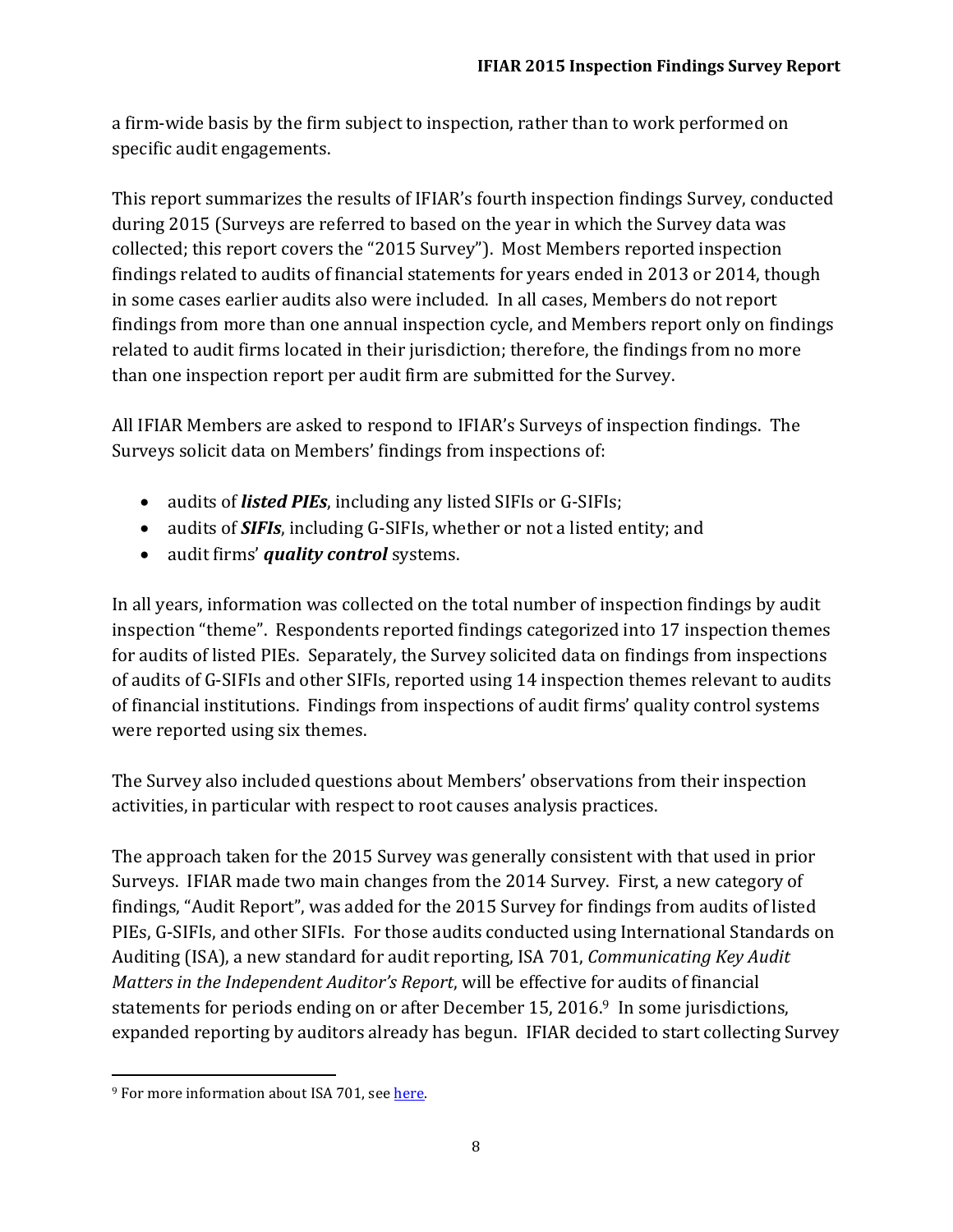a firm-wide basis by the firm subject to inspection, rather than to work performed on specific audit engagements.

This report summarizes the results of IFIAR's fourth inspection findings Survey, conducted during 2015 (Surveys are referred to based on the year in which the Survey data was collected; this report covers the "2015 Survey"). Most Members reported inspection findings related to audits of financial statements for years ended in 2013 or 2014, though in some cases earlier audits also were included. In all cases, Members do not report findings from more than one annual inspection cycle, and Members report only on findings related to audit firms located in their jurisdiction; therefore, the findings from no more than one inspection report per audit firm are submitted for the Survey.

All IFIAR Members are asked to respond to IFIAR's Surveys of inspection findings. The Surveys solicit data on Members' findings from inspections of:

- audits of ***listed PIEs***, including any listed SIFIs or G-SIFIs;
- audits of ***SIFIs***, including G-SIFIs, whether or not a listed entity; and
- audit firms' ***quality control*** systems.

In all years, information was collected on the total number of inspection findings by audit inspection "theme". Respondents reported findings categorized into 17 inspection themes for audits of listed PIEs. Separately, the Survey solicited data on findings from inspections of audits of G-SIFIs and other SIFIs, reported using 14 inspection themes relevant to audits of financial institutions. Findings from inspections of audit firms' quality control systems were reported using six themes.

The Survey also included questions about Members' observations from their inspection activities, in particular with respect to root causes analysis practices.

The approach taken for the 2015 Survey was generally consistent with that used in prior Surveys. IFIAR made two main changes from the 2014 Survey. First, a new category of findings, "Audit Report", was added for the 2015 Survey for findings from audits of listed PIEs, G-SIFIs, and other SIFIs. For those audits conducted using International Standards on Auditing (ISA), a new standard for audit reporting, ISA 701, *Communicating Key Audit Matters in the Independent Auditor's Report*, will be effective for audits of financial statements for periods ending on or after December 15, 2016.[9] In some jurisdictions, expanded reporting by auditors already has begun. IFIAR decided to start collecting Survey

[9] For more information about ISA 701, see here.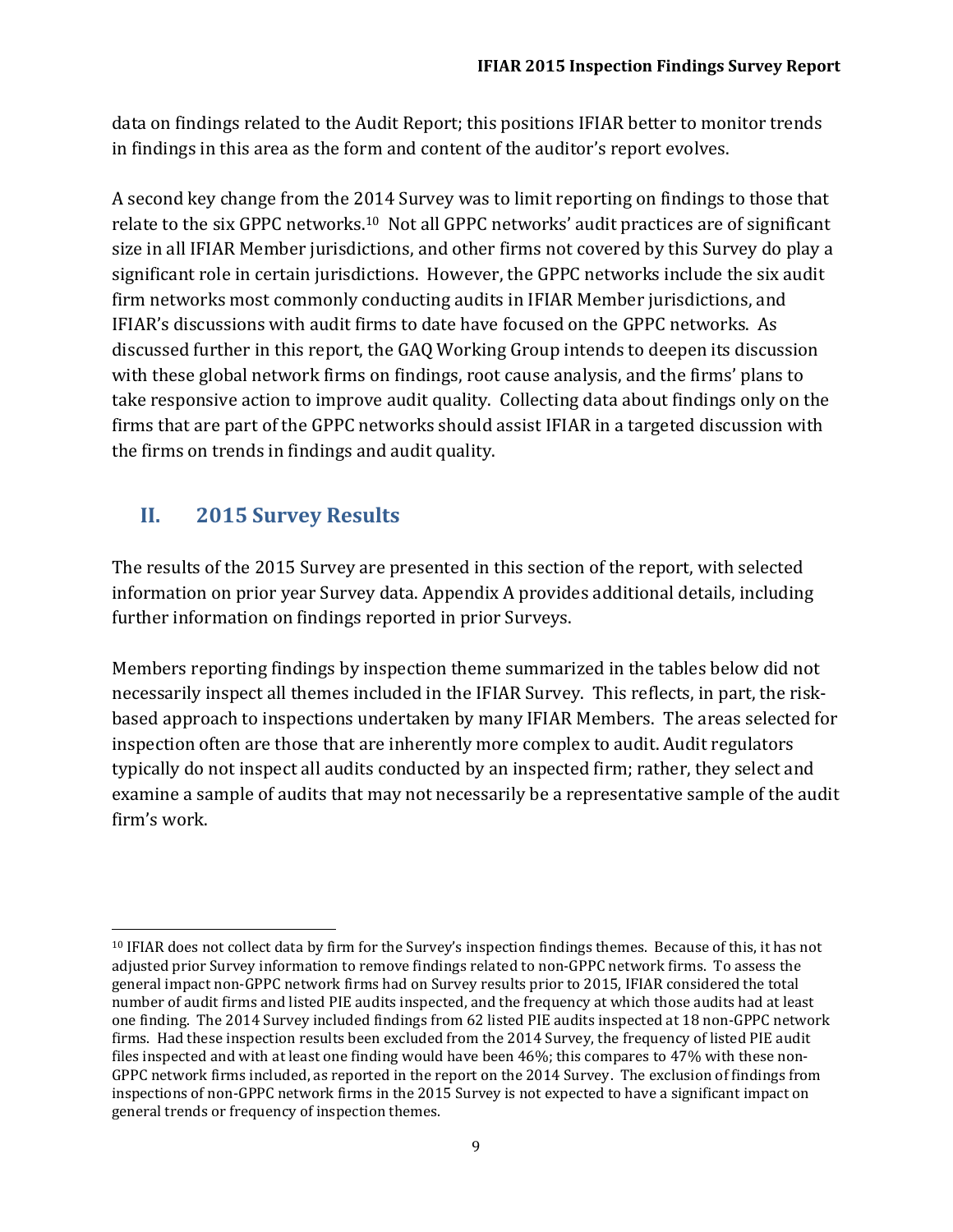data on findings related to the Audit Report; this positions IFIAR better to monitor trends in findings in this area as the form and content of the auditor's report evolves.

A second key change from the 2014 Survey was to limit reporting on findings to those that relate to the six GPPC networks.[10] Not all GPPC networks' audit practices are of significant size in all IFIAR Member jurisdictions, and other firms not covered by this Survey do play a significant role in certain jurisdictions. However, the GPPC networks include the six audit firm networks most commonly conducting audits in IFIAR Member jurisdictions, and IFIAR's discussions with audit firms to date have focused on the GPPC networks. As discussed further in this report, the GAQ Working Group intends to deepen its discussion with these global network firms on findings, root cause analysis, and the firms' plans to take responsive action to improve audit quality. Collecting data about findings only on the firms that are part of the GPPC networks should assist IFIAR in a targeted discussion with the firms on trends in findings and audit quality.

## II. 2015 Survey Results

The results of the 2015 Survey are presented in this section of the report, with selected information on prior year Survey data. Appendix A provides additional details, including further information on findings reported in prior Surveys.

Members reporting findings by inspection theme summarized in the tables below did not necessarily inspect all themes included in the IFIAR Survey. This reflects, in part, the risk-based approach to inspections undertaken by many IFIAR Members. The areas selected for inspection often are those that are inherently more complex to audit. Audit regulators typically do not inspect all audits conducted by an inspected firm; rather, they select and examine a sample of audits that may not necessarily be a representative sample of the audit firm's work.

---

[10] IFIAR does not collect data by firm for the Survey's inspection findings themes. Because of this, it has not adjusted prior Survey information to remove findings related to non-GPPC network firms. To assess the general impact non-GPPC network firms had on Survey results prior to 2015, IFIAR considered the total number of audit firms and listed PIE audits inspected, and the frequency at which those audits had at least one finding. The 2014 Survey included findings from 62 listed PIE audits inspected at 18 non-GPPC network firms. Had these inspection results been excluded from the 2014 Survey, the frequency of listed PIE audit files inspected and with at least one finding would have been 46%; this compares to 47% with these non-GPPC network firms included, as reported in the report on the 2014 Survey. The exclusion of findings from inspections of non-GPPC network firms in the 2015 Survey is not expected to have a significant impact on general trends or frequency of inspection themes.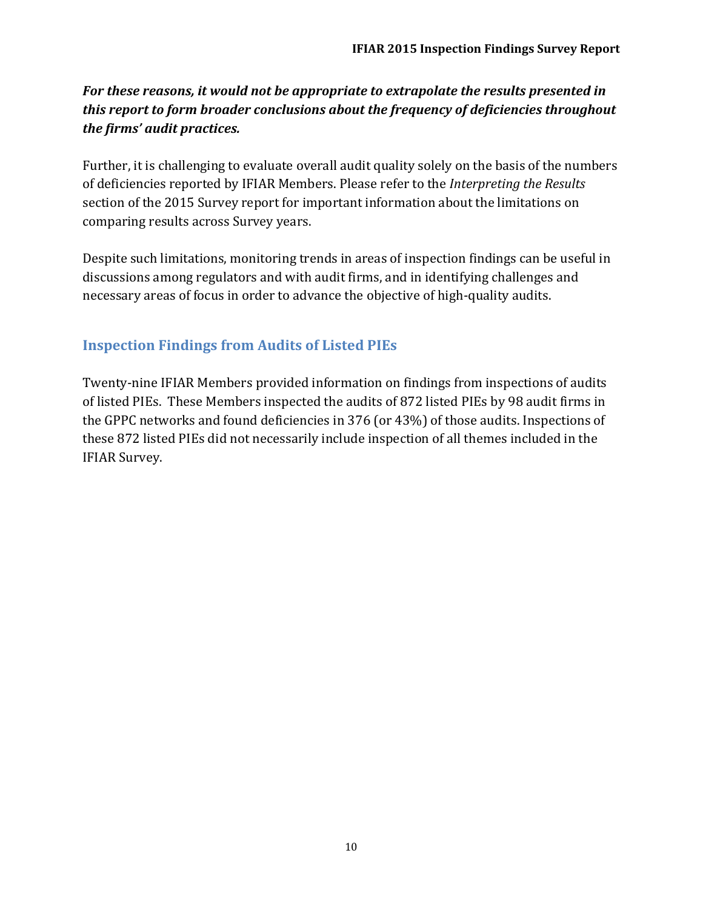***For these reasons, it would not be appropriate to extrapolate the results presented in this report to form broader conclusions about the frequency of deficiencies throughout the firms' audit practices.***

Further, it is challenging to evaluate overall audit quality solely on the basis of the numbers of deficiencies reported by IFIAR Members. Please refer to the *Interpreting the Results* section of the 2015 Survey report for important information about the limitations on comparing results across Survey years.

Despite such limitations, monitoring trends in areas of inspection findings can be useful in discussions among regulators and with audit firms, and in identifying challenges and necessary areas of focus in order to advance the objective of high-quality audits.

## Inspection Findings from Audits of Listed PIEs

Twenty-nine IFIAR Members provided information on findings from inspections of audits of listed PIEs. These Members inspected the audits of 872 listed PIEs by 98 audit firms in the GPPC networks and found deficiencies in 376 (or 43%) of those audits. Inspections of these 872 listed PIEs did not necessarily include inspection of all themes included in the IFIAR Survey.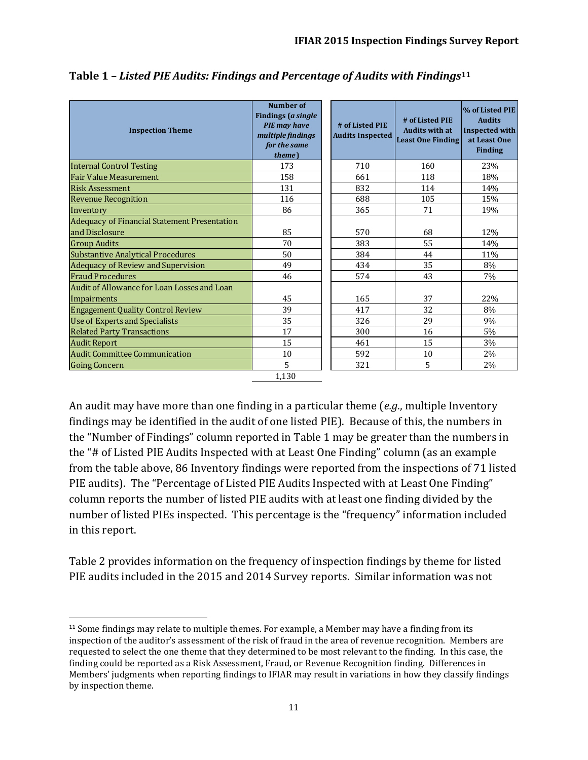**Table 1 –** ***Listed PIE Audits: Findings and Percentage of Audits with Findings***[11]

| Inspection Theme | Number of Findings (*a single PIE may have multiple findings for the same theme*) | # of Listed PIE Audits Inspected | # of Listed PIE Audits with at Least One Finding | % of Listed PIE Audits Inspected with at Least One Finding |
|---|---|---|---|---|
| Internal Control Testing | 173 | 710 | 160 | 23% |
| Fair Value Measurement | 158 | 661 | 118 | 18% |
| Risk Assessment | 131 | 832 | 114 | 14% |
| Revenue Recognition | 116 | 688 | 105 | 15% |
| Inventory | 86 | 365 | 71 | 19% |
| Adequacy of Financial Statement Presentation and Disclosure | 85 | 570 | 68 | 12% |
| Group Audits | 70 | 383 | 55 | 14% |
| Substantive Analytical Procedures | 50 | 384 | 44 | 11% |
| Adequacy of Review and Supervision | 49 | 434 | 35 | 8% |
| Fraud Procedures | 46 | 574 | 43 | 7% |
| Audit of Allowance for Loan Losses and Loan Impairments | 45 | 165 | 37 | 22% |
| Engagement Quality Control Review | 39 | 417 | 32 | 8% |
| Use of Experts and Specialists | 35 | 326 | 29 | 9% |
| Related Party Transactions | 17 | 300 | 16 | 5% |
| Audit Report | 15 | 461 | 15 | 3% |
| Audit Committee Communication | 10 | 592 | 10 | 2% |
| Going Concern | 5 | 321 | 5 | 2% |
| | 1,130 | | | |

An audit may have more than one finding in a particular theme (*e.g.*, multiple Inventory findings may be identified in the audit of one listed PIE). Because of this, the numbers in the "Number of Findings" column reported in Table 1 may be greater than the numbers in the "# of Listed PIE Audits Inspected with at Least One Finding" column (as an example from the table above, 86 Inventory findings were reported from the inspections of 71 listed PIE audits). The "Percentage of Listed PIE Audits Inspected with at Least One Finding" column reports the number of listed PIE audits with at least one finding divided by the number of listed PIEs inspected. This percentage is the "frequency" information included in this report.

Table 2 provides information on the frequency of inspection findings by theme for listed PIE audits included in the 2015 and 2014 Survey reports. Similar information was not

[11] Some findings may relate to multiple themes. For example, a Member may have a finding from its inspection of the auditor's assessment of the risk of fraud in the area of revenue recognition. Members are requested to select the one theme that they determined to be most relevant to the finding. In this case, the finding could be reported as a Risk Assessment, Fraud, or Revenue Recognition finding. Differences in Members' judgments when reporting findings to IFIAR may result in variations in how they classify findings by inspection theme.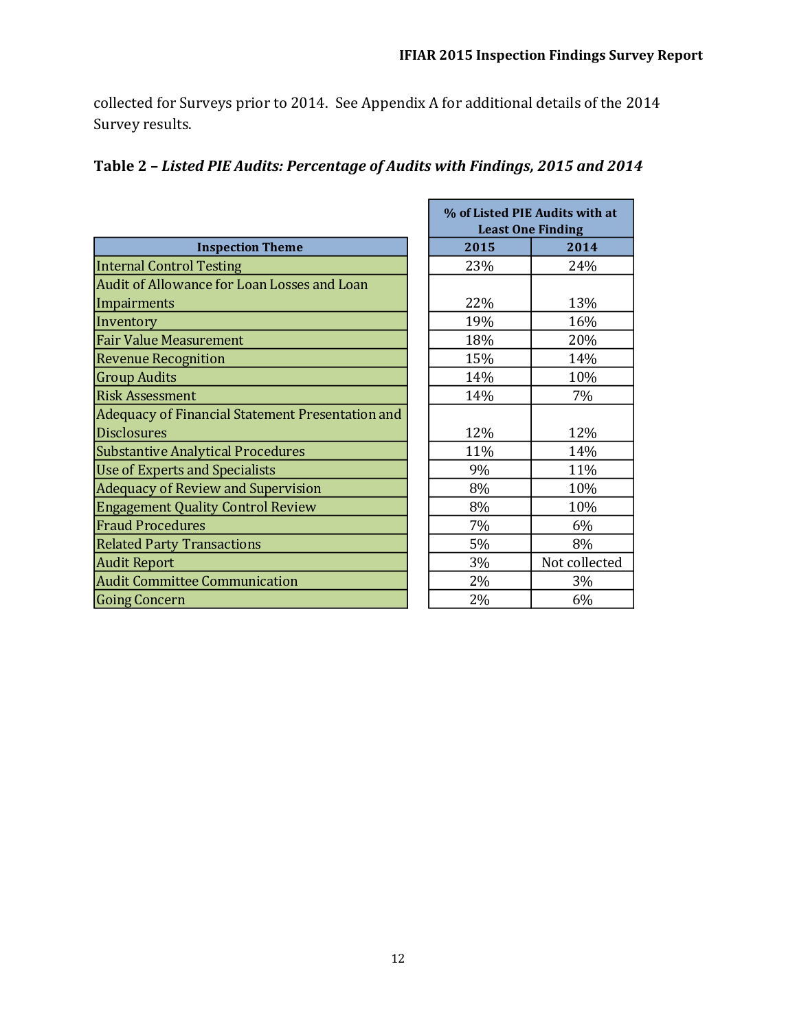collected for Surveys prior to 2014. See Appendix A for additional details of the 2014 Survey results.

**Table 2 – *Listed PIE Audits: Percentage of Audits with Findings, 2015 and 2014***

| | % of Listed PIE Audits with at Least One Finding | |
|---|---|---|
| **Inspection Theme** | **2015** | **2014** |
| Internal Control Testing | 23% | 24% |
| Audit of Allowance for Loan Losses and Loan Impairments | 22% | 13% |
| Inventory | 19% | 16% |
| Fair Value Measurement | 18% | 20% |
| Revenue Recognition | 15% | 14% |
| Group Audits | 14% | 10% |
| Risk Assessment | 14% | 7% |
| Adequacy of Financial Statement Presentation and Disclosures | 12% | 12% |
| Substantive Analytical Procedures | 11% | 14% |
| Use of Experts and Specialists | 9% | 11% |
| Adequacy of Review and Supervision | 8% | 10% |
| Engagement Quality Control Review | 8% | 10% |
| Fraud Procedures | 7% | 6% |
| Related Party Transactions | 5% | 8% |
| Audit Report | 3% | Not collected |
| Audit Committee Communication | 2% | 3% |
| Going Concern | 2% | 6% |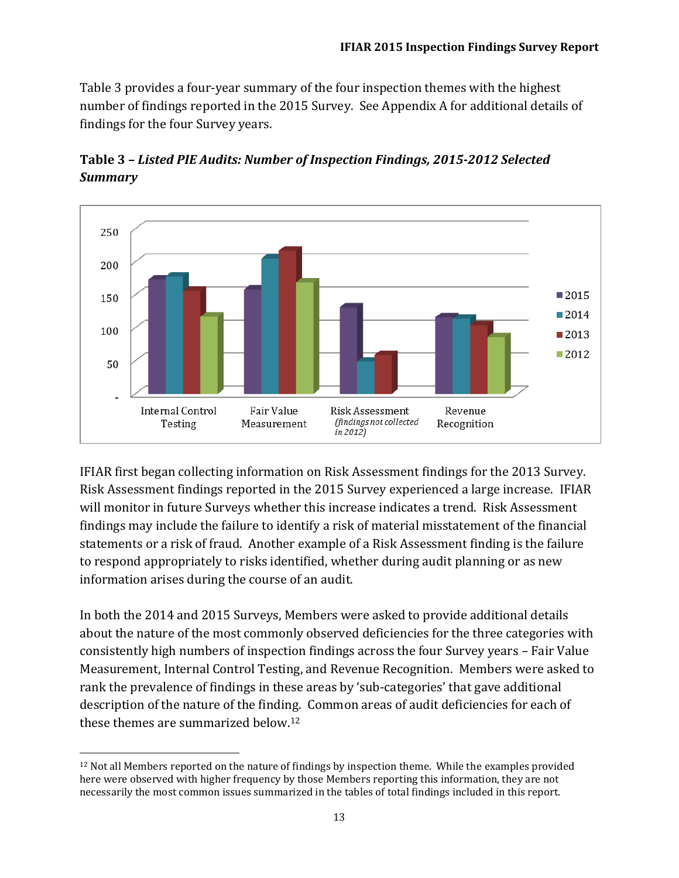Table 3 provides a four-year summary of the four inspection themes with the highest number of findings reported in the 2015 Survey. See Appendix A for additional details of findings for the four Survey years.

**Table 3 – *Listed PIE Audits: Number of Inspection Findings, 2015-2012 Selected Summary***

Internal Control Testing | Fair Value Measurement | Risk Assessment *(findings not collected in 2012)* | Revenue Recognition

Legend: 2015, 2014, 2013, 2012

IFIAR first began collecting information on Risk Assessment findings for the 2013 Survey. Risk Assessment findings reported in the 2015 Survey experienced a large increase. IFIAR will monitor in future Surveys whether this increase indicates a trend. Risk Assessment findings may include the failure to identify a risk of material misstatement of the financial statements or a risk of fraud. Another example of a Risk Assessment finding is the failure to respond appropriately to risks identified, whether during audit planning or as new information arises during the course of an audit.

In both the 2014 and 2015 Surveys, Members were asked to provide additional details about the nature of the most commonly observed deficiencies for the three categories with consistently high numbers of inspection findings across the four Survey years – Fair Value Measurement, Internal Control Testing, and Revenue Recognition. Members were asked to rank the prevalence of findings in these areas by 'sub-categories' that gave additional description of the nature of the finding. Common areas of audit deficiencies for each of these themes are summarized below.[12]

[12] Not all Members reported on the nature of findings by inspection theme. While the examples provided here were observed with higher frequency by those Members reporting this information, they are not necessarily the most common issues summarized in the tables of total findings included in this report.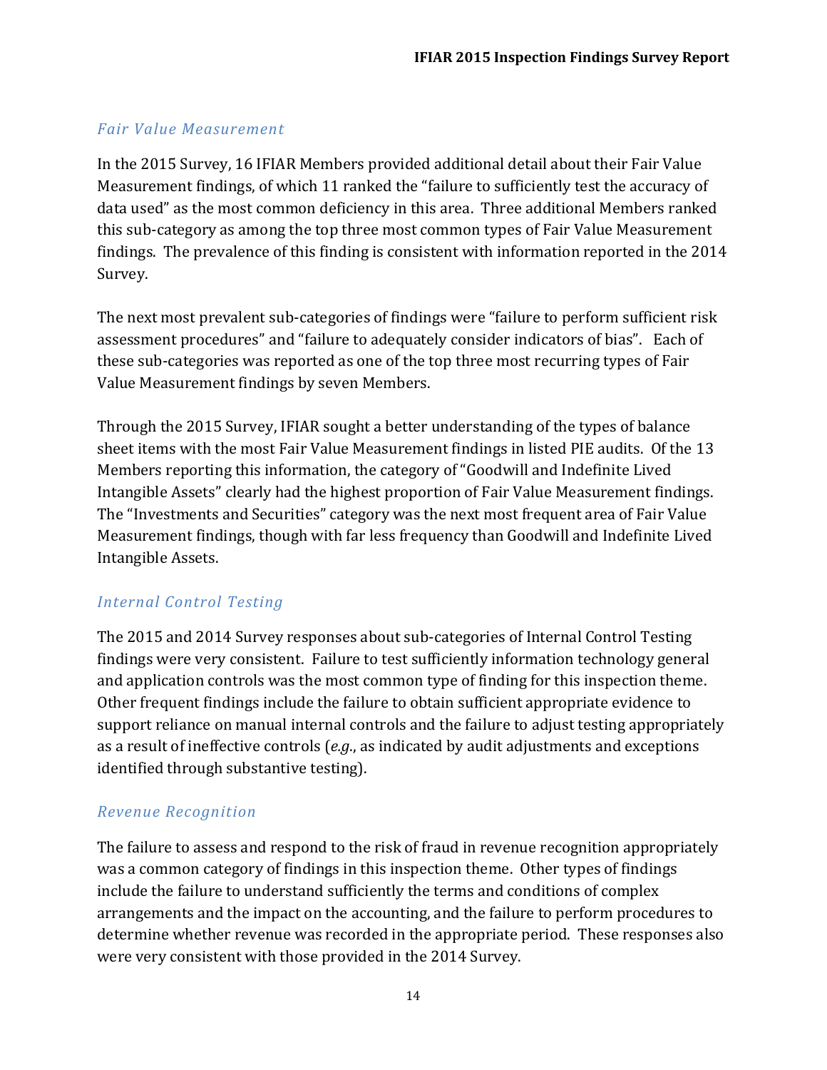### *Fair Value Measurement*

In the 2015 Survey, 16 IFIAR Members provided additional detail about their Fair Value Measurement findings, of which 11 ranked the "failure to sufficiently test the accuracy of data used" as the most common deficiency in this area. Three additional Members ranked this sub-category as among the top three most common types of Fair Value Measurement findings. The prevalence of this finding is consistent with information reported in the 2014 Survey.

The next most prevalent sub-categories of findings were "failure to perform sufficient risk assessment procedures" and "failure to adequately consider indicators of bias". Each of these sub-categories was reported as one of the top three most recurring types of Fair Value Measurement findings by seven Members.

Through the 2015 Survey, IFIAR sought a better understanding of the types of balance sheet items with the most Fair Value Measurement findings in listed PIE audits. Of the 13 Members reporting this information, the category of "Goodwill and Indefinite Lived Intangible Assets" clearly had the highest proportion of Fair Value Measurement findings. The "Investments and Securities" category was the next most frequent area of Fair Value Measurement findings, though with far less frequency than Goodwill and Indefinite Lived Intangible Assets.

### *Internal Control Testing*

The 2015 and 2014 Survey responses about sub-categories of Internal Control Testing findings were very consistent. Failure to test sufficiently information technology general and application controls was the most common type of finding for this inspection theme. Other frequent findings include the failure to obtain sufficient appropriate evidence to support reliance on manual internal controls and the failure to adjust testing appropriately as a result of ineffective controls (*e.g.*, as indicated by audit adjustments and exceptions identified through substantive testing).

### *Revenue Recognition*

The failure to assess and respond to the risk of fraud in revenue recognition appropriately was a common category of findings in this inspection theme. Other types of findings include the failure to understand sufficiently the terms and conditions of complex arrangements and the impact on the accounting, and the failure to perform procedures to determine whether revenue was recorded in the appropriate period. These responses also were very consistent with those provided in the 2014 Survey.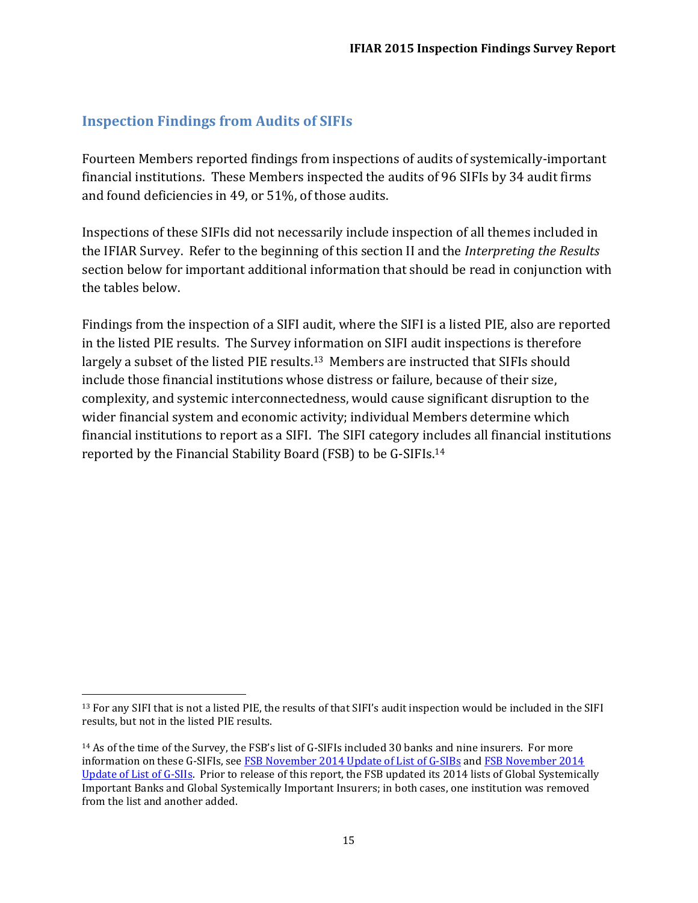## Inspection Findings from Audits of SIFIs

Fourteen Members reported findings from inspections of audits of systemically-important financial institutions. These Members inspected the audits of 96 SIFIs by 34 audit firms and found deficiencies in 49, or 51%, of those audits.

Inspections of these SIFIs did not necessarily include inspection of all themes included in the IFIAR Survey. Refer to the beginning of this section II and the *Interpreting the Results* section below for important additional information that should be read in conjunction with the tables below.

Findings from the inspection of a SIFI audit, where the SIFI is a listed PIE, also are reported in the listed PIE results. The Survey information on SIFI audit inspections is therefore largely a subset of the listed PIE results.[13] Members are instructed that SIFIs should include those financial institutions whose distress or failure, because of their size, complexity, and systemic interconnectedness, would cause significant disruption to the wider financial system and economic activity; individual Members determine which financial institutions to report as a SIFI. The SIFI category includes all financial institutions reported by the Financial Stability Board (FSB) to be G-SIFIs.[14]

---

[13] For any SIFI that is not a listed PIE, the results of that SIFI's audit inspection would be included in the SIFI results, but not in the listed PIE results.

[14] As of the time of the Survey, the FSB's list of G-SIFIs included 30 banks and nine insurers. For more information on these G-SIFIs, see [FSB November 2014 Update of List of G-SIBs] and [FSB November 2014 Update of List of G-SIIs]. Prior to release of this report, the FSB updated its 2014 lists of Global Systemically Important Banks and Global Systemically Important Insurers; in both cases, one institution was removed from the list and another added.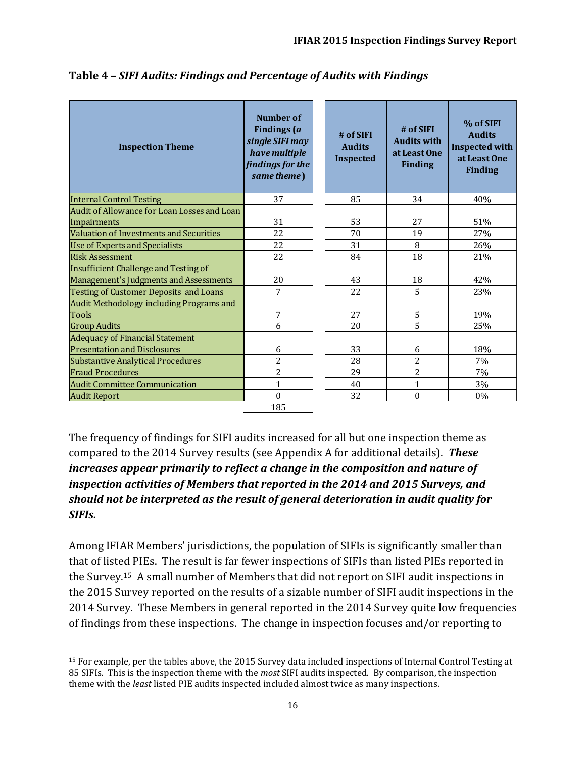**Table 4 –** ***SIFI Audits: Findings and Percentage of Audits with Findings***

| Inspection Theme | Number of Findings (*a single SIFI may have multiple findings for the same theme*) | # of SIFI Audits Inspected | # of SIFI Audits with at Least One Finding | % of SIFI Audits Inspected with at Least One Finding |
|---|---|---|---|---|
| Internal Control Testing | 37 | 85 | 34 | 40% |
| Audit of Allowance for Loan Losses and Loan Impairments | 31 | 53 | 27 | 51% |
| Valuation of Investments and Securities | 22 | 70 | 19 | 27% |
| Use of Experts and Specialists | 22 | 31 | 8 | 26% |
| Risk Assessment | 22 | 84 | 18 | 21% |
| Insufficient Challenge and Testing of Management's Judgments and Assessments | 20 | 43 | 18 | 42% |
| Testing of Customer Deposits and Loans | 7 | 22 | 5 | 23% |
| Audit Methodology including Programs and Tools | 7 | 27 | 5 | 19% |
| Group Audits | 6 | 20 | 5 | 25% |
| Adequacy of Financial Statement Presentation and Disclosures | 6 | 33 | 6 | 18% |
| Substantive Analytical Procedures | 2 | 28 | 2 | 7% |
| Fraud Procedures | 2 | 29 | 2 | 7% |
| Audit Committee Communication | 1 | 40 | 1 | 3% |
| Audit Report | 0 | 32 | 0 | 0% |
| | 185 | | | |

The frequency of findings for SIFI audits increased for all but one inspection theme as compared to the 2014 Survey results (see Appendix A for additional details). ***These increases appear primarily to reflect a change in the composition and nature of inspection activities of Members that reported in the 2014 and 2015 Surveys, and should not be interpreted as the result of general deterioration in audit quality for SIFIs.***

Among IFIAR Members' jurisdictions, the population of SIFIs is significantly smaller than that of listed PIEs. The result is far fewer inspections of SIFIs than listed PIEs reported in the Survey.[15] A small number of Members that did not report on SIFI audit inspections in the 2015 Survey reported on the results of a sizable number of SIFI audit inspections in the 2014 Survey. These Members in general reported in the 2014 Survey quite low frequencies of findings from these inspections. The change in inspection focuses and/or reporting to

[15] For example, per the tables above, the 2015 Survey data included inspections of Internal Control Testing at 85 SIFIs. This is the inspection theme with the *most* SIFI audits inspected. By comparison, the inspection theme with the *least* listed PIE audits inspected included almost twice as many inspections.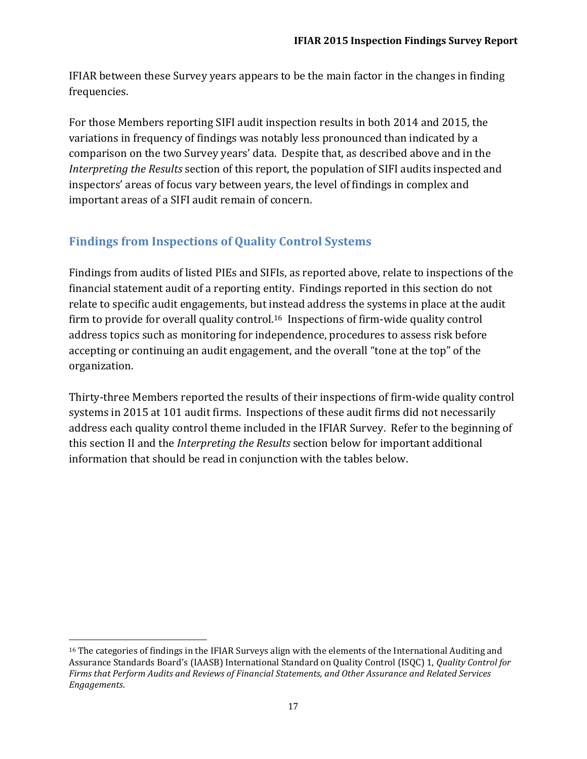IFIAR between these Survey years appears to be the main factor in the changes in finding frequencies.

For those Members reporting SIFI audit inspection results in both 2014 and 2015, the variations in frequency of findings was notably less pronounced than indicated by a comparison on the two Survey years' data. Despite that, as described above and in the *Interpreting the Results* section of this report, the population of SIFI audits inspected and inspectors' areas of focus vary between years, the level of findings in complex and important areas of a SIFI audit remain of concern.

## Findings from Inspections of Quality Control Systems

Findings from audits of listed PIEs and SIFIs, as reported above, relate to inspections of the financial statement audit of a reporting entity. Findings reported in this section do not relate to specific audit engagements, but instead address the systems in place at the audit firm to provide for overall quality control.[16] Inspections of firm-wide quality control address topics such as monitoring for independence, procedures to assess risk before accepting or continuing an audit engagement, and the overall "tone at the top" of the organization.

Thirty-three Members reported the results of their inspections of firm-wide quality control systems in 2015 at 101 audit firms. Inspections of these audit firms did not necessarily address each quality control theme included in the IFIAR Survey. Refer to the beginning of this section II and the *Interpreting the Results* section below for important additional information that should be read in conjunction with the tables below.

[16] The categories of findings in the IFIAR Surveys align with the elements of the International Auditing and Assurance Standards Board's (IAASB) International Standard on Quality Control (ISQC) 1, *Quality Control for Firms that Perform Audits and Reviews of Financial Statements, and Other Assurance and Related Services Engagements*.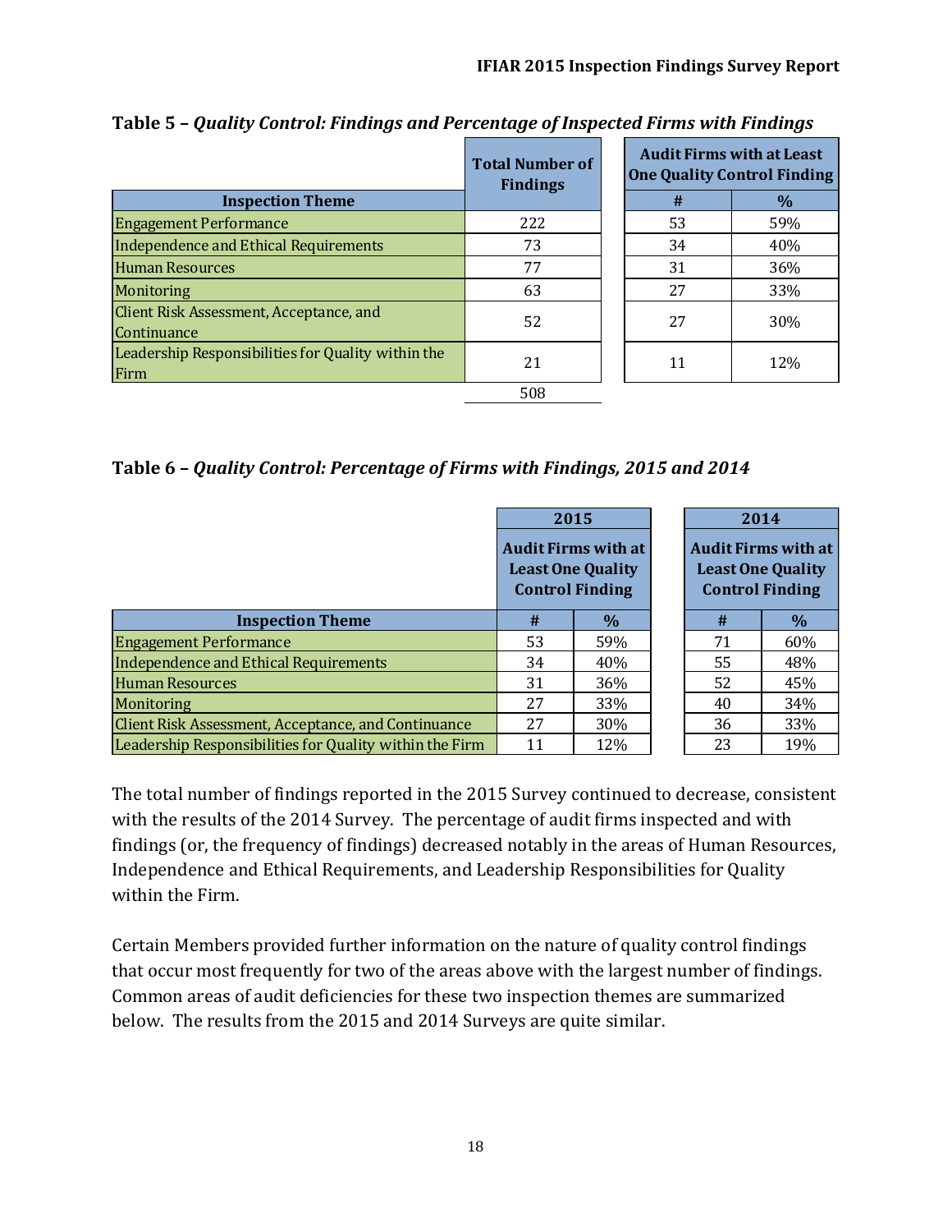**Table 5 –** ***Quality Control: Findings and Percentage of Inspected Firms with Findings***

| Inspection Theme | Total Number of Findings | Audit Firms with at Least One Quality Control Finding | |
|---|---|---|---|
| | | # | % |
| Engagement Performance | 222 | 53 | 59% |
| Independence and Ethical Requirements | 73 | 34 | 40% |
| Human Resources | 77 | 31 | 36% |
| Monitoring | 63 | 27 | 33% |
| Client Risk Assessment, Acceptance, and Continuance | 52 | 27 | 30% |
| Leadership Responsibilities for Quality within the Firm | 21 | 11 | 12% |
| | 508 | | |

**Table 6 –** ***Quality Control: Percentage of Firms with Findings, 2015 and 2014***

| Inspection Theme | 2015 Audit Firms with at Least One Quality Control Finding | | 2014 Audit Firms with at Least One Quality Control Finding | |
|---|---|---|---|---|
| | # | % | # | % |
| Engagement Performance | 53 | 59% | 71 | 60% |
| Independence and Ethical Requirements | 34 | 40% | 55 | 48% |
| Human Resources | 31 | 36% | 52 | 45% |
| Monitoring | 27 | 33% | 40 | 34% |
| Client Risk Assessment, Acceptance, and Continuance | 27 | 30% | 36 | 33% |
| Leadership Responsibilities for Quality within the Firm | 11 | 12% | 23 | 19% |

The total number of findings reported in the 2015 Survey continued to decrease, consistent with the results of the 2014 Survey. The percentage of audit firms inspected and with findings (or, the frequency of findings) decreased notably in the areas of Human Resources, Independence and Ethical Requirements, and Leadership Responsibilities for Quality within the Firm.

Certain Members provided further information on the nature of quality control findings that occur most frequently for two of the areas above with the largest number of findings. Common areas of audit deficiencies for these two inspection themes are summarized below. The results from the 2015 and 2014 Surveys are quite similar.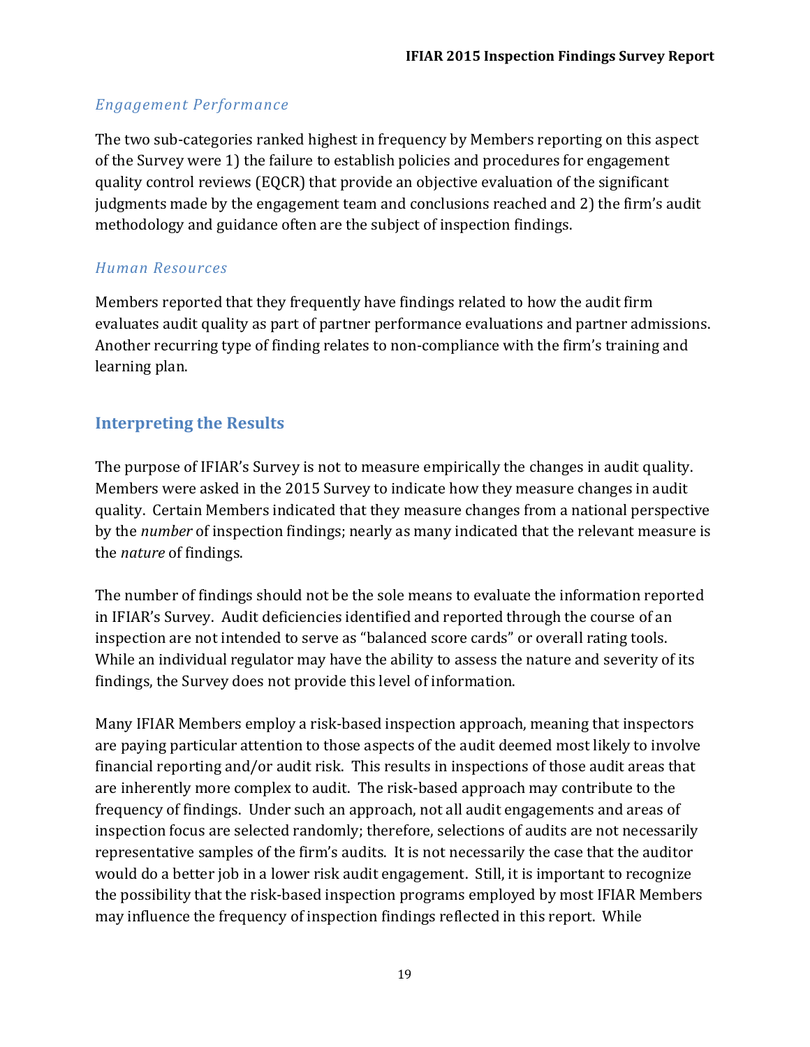### *Engagement Performance*

The two sub-categories ranked highest in frequency by Members reporting on this aspect of the Survey were 1) the failure to establish policies and procedures for engagement quality control reviews (EQCR) that provide an objective evaluation of the significant judgments made by the engagement team and conclusions reached and 2) the firm's audit methodology and guidance often are the subject of inspection findings.

### *Human Resources*

Members reported that they frequently have findings related to how the audit firm evaluates audit quality as part of partner performance evaluations and partner admissions. Another recurring type of finding relates to non-compliance with the firm's training and learning plan.

## Interpreting the Results

The purpose of IFIAR's Survey is not to measure empirically the changes in audit quality. Members were asked in the 2015 Survey to indicate how they measure changes in audit quality. Certain Members indicated that they measure changes from a national perspective by the *number* of inspection findings; nearly as many indicated that the relevant measure is the *nature* of findings.

The number of findings should not be the sole means to evaluate the information reported in IFIAR's Survey. Audit deficiencies identified and reported through the course of an inspection are not intended to serve as "balanced score cards" or overall rating tools. While an individual regulator may have the ability to assess the nature and severity of its findings, the Survey does not provide this level of information.

Many IFIAR Members employ a risk-based inspection approach, meaning that inspectors are paying particular attention to those aspects of the audit deemed most likely to involve financial reporting and/or audit risk. This results in inspections of those audit areas that are inherently more complex to audit. The risk-based approach may contribute to the frequency of findings. Under such an approach, not all audit engagements and areas of inspection focus are selected randomly; therefore, selections of audits are not necessarily representative samples of the firm's audits. It is not necessarily the case that the auditor would do a better job in a lower risk audit engagement. Still, it is important to recognize the possibility that the risk-based inspection programs employed by most IFIAR Members may influence the frequency of inspection findings reflected in this report. While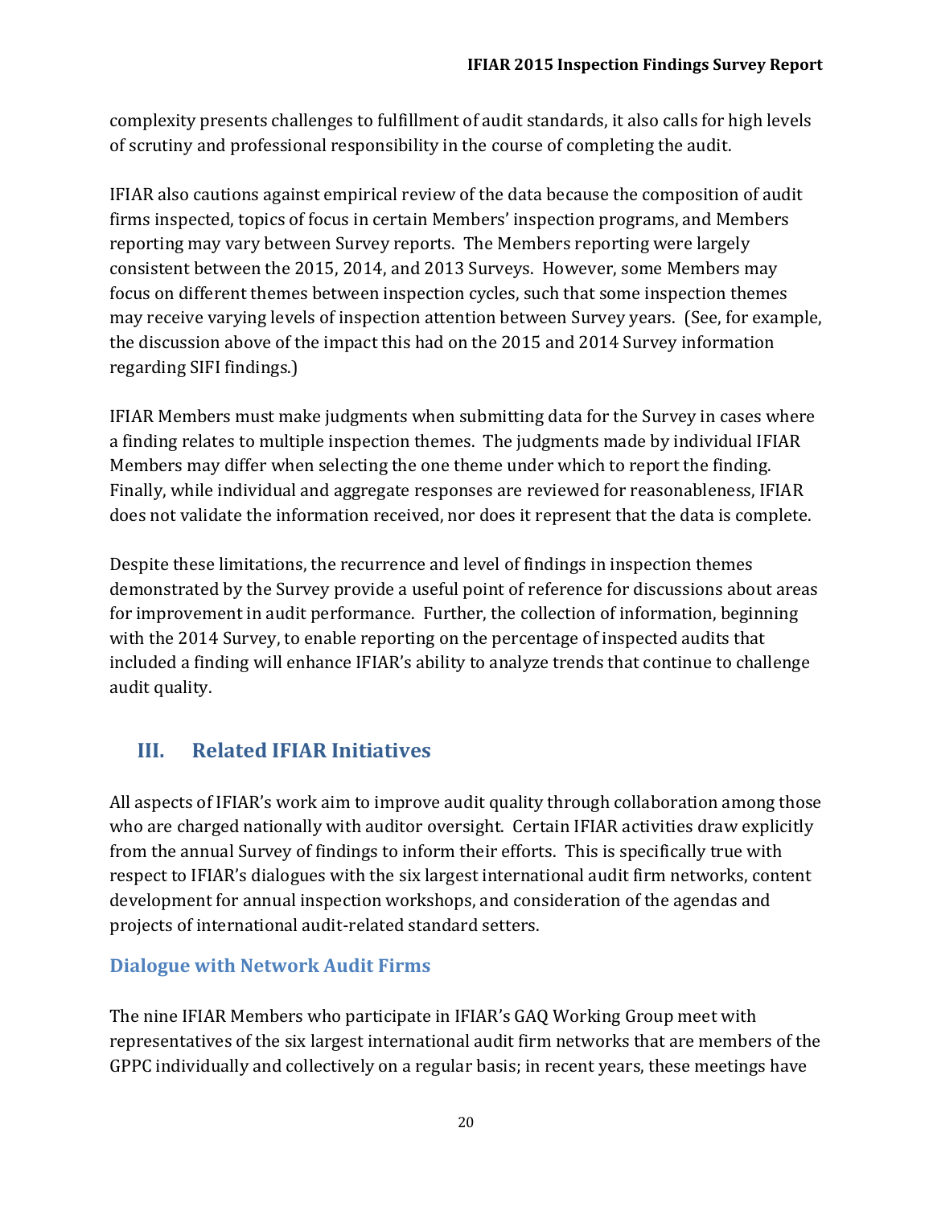complexity presents challenges to fulfillment of audit standards, it also calls for high levels of scrutiny and professional responsibility in the course of completing the audit.

IFIAR also cautions against empirical review of the data because the composition of audit firms inspected, topics of focus in certain Members' inspection programs, and Members reporting may vary between Survey reports. The Members reporting were largely consistent between the 2015, 2014, and 2013 Surveys. However, some Members may focus on different themes between inspection cycles, such that some inspection themes may receive varying levels of inspection attention between Survey years. (See, for example, the discussion above of the impact this had on the 2015 and 2014 Survey information regarding SIFI findings.)

IFIAR Members must make judgments when submitting data for the Survey in cases where a finding relates to multiple inspection themes. The judgments made by individual IFIAR Members may differ when selecting the one theme under which to report the finding. Finally, while individual and aggregate responses are reviewed for reasonableness, IFIAR does not validate the information received, nor does it represent that the data is complete.

Despite these limitations, the recurrence and level of findings in inspection themes demonstrated by the Survey provide a useful point of reference for discussions about areas for improvement in audit performance. Further, the collection of information, beginning with the 2014 Survey, to enable reporting on the percentage of inspected audits that included a finding will enhance IFIAR's ability to analyze trends that continue to challenge audit quality.

## III. Related IFIAR Initiatives

All aspects of IFIAR's work aim to improve audit quality through collaboration among those who are charged nationally with auditor oversight. Certain IFIAR activities draw explicitly from the annual Survey of findings to inform their efforts. This is specifically true with respect to IFIAR's dialogues with the six largest international audit firm networks, content development for annual inspection workshops, and consideration of the agendas and projects of international audit-related standard setters.

### Dialogue with Network Audit Firms

The nine IFIAR Members who participate in IFIAR's GAQ Working Group meet with representatives of the six largest international audit firm networks that are members of the GPPC individually and collectively on a regular basis; in recent years, these meetings have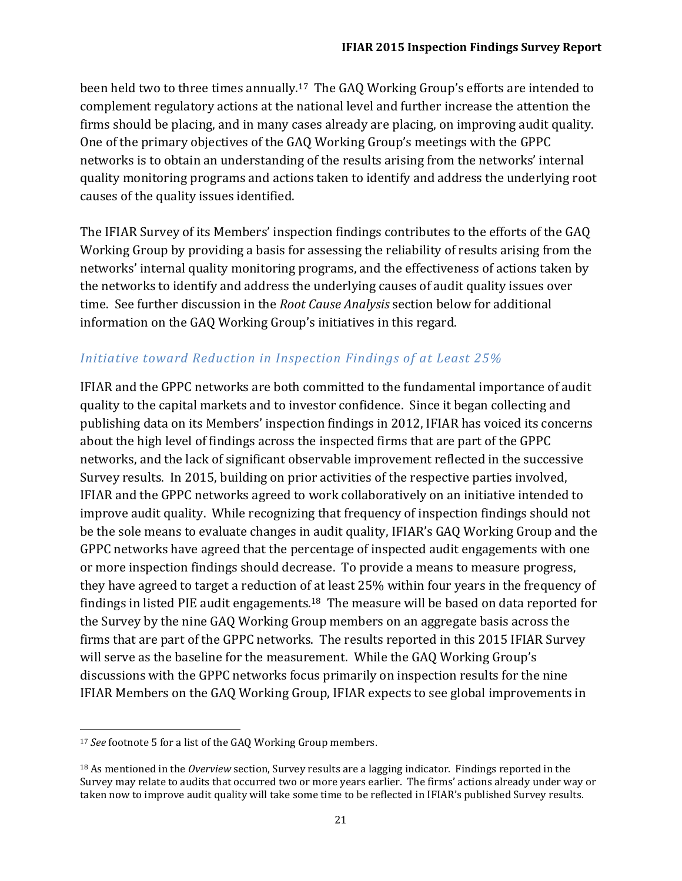been held two to three times annually.[17] The GAQ Working Group's efforts are intended to complement regulatory actions at the national level and further increase the attention the firms should be placing, and in many cases already are placing, on improving audit quality. One of the primary objectives of the GAQ Working Group's meetings with the GPPC networks is to obtain an understanding of the results arising from the networks' internal quality monitoring programs and actions taken to identify and address the underlying root causes of the quality issues identified.

The IFIAR Survey of its Members' inspection findings contributes to the efforts of the GAQ Working Group by providing a basis for assessing the reliability of results arising from the networks' internal quality monitoring programs, and the effectiveness of actions taken by the networks to identify and address the underlying causes of audit quality issues over time. See further discussion in the *Root Cause Analysis* section below for additional information on the GAQ Working Group's initiatives in this regard.

### *Initiative toward Reduction in Inspection Findings of at Least 25%*

IFIAR and the GPPC networks are both committed to the fundamental importance of audit quality to the capital markets and to investor confidence. Since it began collecting and publishing data on its Members' inspection findings in 2012, IFIAR has voiced its concerns about the high level of findings across the inspected firms that are part of the GPPC networks, and the lack of significant observable improvement reflected in the successive Survey results. In 2015, building on prior activities of the respective parties involved, IFIAR and the GPPC networks agreed to work collaboratively on an initiative intended to improve audit quality. While recognizing that frequency of inspection findings should not be the sole means to evaluate changes in audit quality, IFIAR's GAQ Working Group and the GPPC networks have agreed that the percentage of inspected audit engagements with one or more inspection findings should decrease. To provide a means to measure progress, they have agreed to target a reduction of at least 25% within four years in the frequency of findings in listed PIE audit engagements.[18] The measure will be based on data reported for the Survey by the nine GAQ Working Group members on an aggregate basis across the firms that are part of the GPPC networks. The results reported in this 2015 IFIAR Survey will serve as the baseline for the measurement. While the GAQ Working Group's discussions with the GPPC networks focus primarily on inspection results for the nine IFIAR Members on the GAQ Working Group, IFIAR expects to see global improvements in

---

[17] *See* footnote 5 for a list of the GAQ Working Group members.

[18] As mentioned in the *Overview* section, Survey results are a lagging indicator. Findings reported in the Survey may relate to audits that occurred two or more years earlier. The firms' actions already under way or taken now to improve audit quality will take some time to be reflected in IFIAR's published Survey results.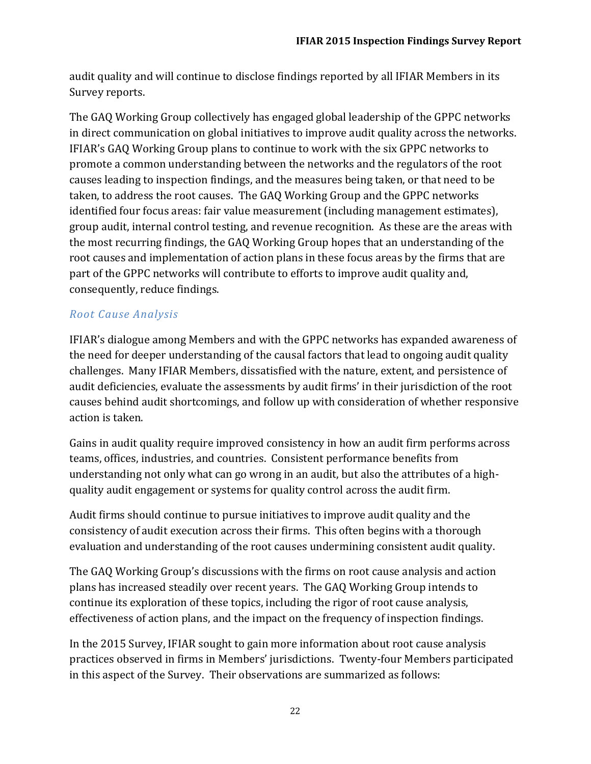audit quality and will continue to disclose findings reported by all IFIAR Members in its Survey reports.

The GAQ Working Group collectively has engaged global leadership of the GPPC networks in direct communication on global initiatives to improve audit quality across the networks. IFIAR's GAQ Working Group plans to continue to work with the six GPPC networks to promote a common understanding between the networks and the regulators of the root causes leading to inspection findings, and the measures being taken, or that need to be taken, to address the root causes. The GAQ Working Group and the GPPC networks identified four focus areas: fair value measurement (including management estimates), group audit, internal control testing, and revenue recognition. As these are the areas with the most recurring findings, the GAQ Working Group hopes that an understanding of the root causes and implementation of action plans in these focus areas by the firms that are part of the GPPC networks will contribute to efforts to improve audit quality and, consequently, reduce findings.

### *Root Cause Analysis*

IFIAR's dialogue among Members and with the GPPC networks has expanded awareness of the need for deeper understanding of the causal factors that lead to ongoing audit quality challenges. Many IFIAR Members, dissatisfied with the nature, extent, and persistence of audit deficiencies, evaluate the assessments by audit firms' in their jurisdiction of the root causes behind audit shortcomings, and follow up with consideration of whether responsive action is taken.

Gains in audit quality require improved consistency in how an audit firm performs across teams, offices, industries, and countries. Consistent performance benefits from understanding not only what can go wrong in an audit, but also the attributes of a high-quality audit engagement or systems for quality control across the audit firm.

Audit firms should continue to pursue initiatives to improve audit quality and the consistency of audit execution across their firms. This often begins with a thorough evaluation and understanding of the root causes undermining consistent audit quality.

The GAQ Working Group's discussions with the firms on root cause analysis and action plans has increased steadily over recent years. The GAQ Working Group intends to continue its exploration of these topics, including the rigor of root cause analysis, effectiveness of action plans, and the impact on the frequency of inspection findings.

In the 2015 Survey, IFIAR sought to gain more information about root cause analysis practices observed in firms in Members' jurisdictions. Twenty-four Members participated in this aspect of the Survey. Their observations are summarized as follows: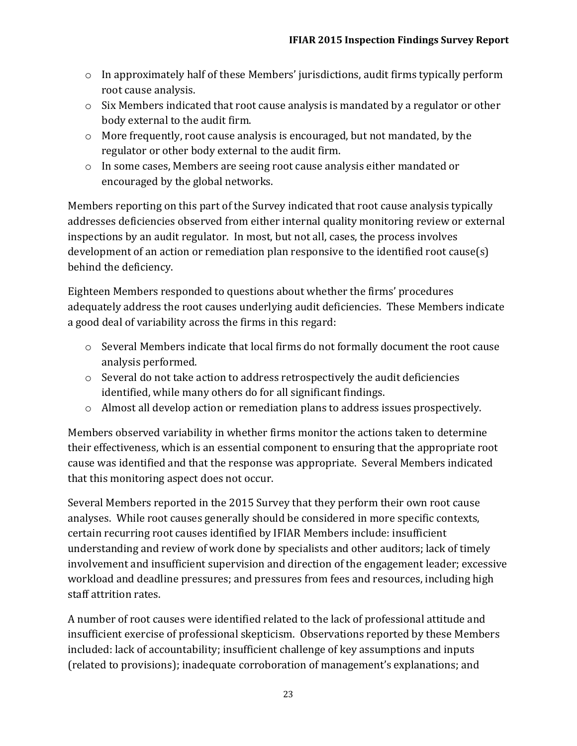- In approximately half of these Members' jurisdictions, audit firms typically perform root cause analysis.
- Six Members indicated that root cause analysis is mandated by a regulator or other body external to the audit firm.
- More frequently, root cause analysis is encouraged, but not mandated, by the regulator or other body external to the audit firm.
- In some cases, Members are seeing root cause analysis either mandated or encouraged by the global networks.

Members reporting on this part of the Survey indicated that root cause analysis typically addresses deficiencies observed from either internal quality monitoring review or external inspections by an audit regulator. In most, but not all, cases, the process involves development of an action or remediation plan responsive to the identified root cause(s) behind the deficiency.

Eighteen Members responded to questions about whether the firms' procedures adequately address the root causes underlying audit deficiencies. These Members indicate a good deal of variability across the firms in this regard:

- Several Members indicate that local firms do not formally document the root cause analysis performed.
- Several do not take action to address retrospectively the audit deficiencies identified, while many others do for all significant findings.
- Almost all develop action or remediation plans to address issues prospectively.

Members observed variability in whether firms monitor the actions taken to determine their effectiveness, which is an essential component to ensuring that the appropriate root cause was identified and that the response was appropriate. Several Members indicated that this monitoring aspect does not occur.

Several Members reported in the 2015 Survey that they perform their own root cause analyses. While root causes generally should be considered in more specific contexts, certain recurring root causes identified by IFIAR Members include: insufficient understanding and review of work done by specialists and other auditors; lack of timely involvement and insufficient supervision and direction of the engagement leader; excessive workload and deadline pressures; and pressures from fees and resources, including high staff attrition rates.

A number of root causes were identified related to the lack of professional attitude and insufficient exercise of professional skepticism. Observations reported by these Members included: lack of accountability; insufficient challenge of key assumptions and inputs (related to provisions); inadequate corroboration of management's explanations; and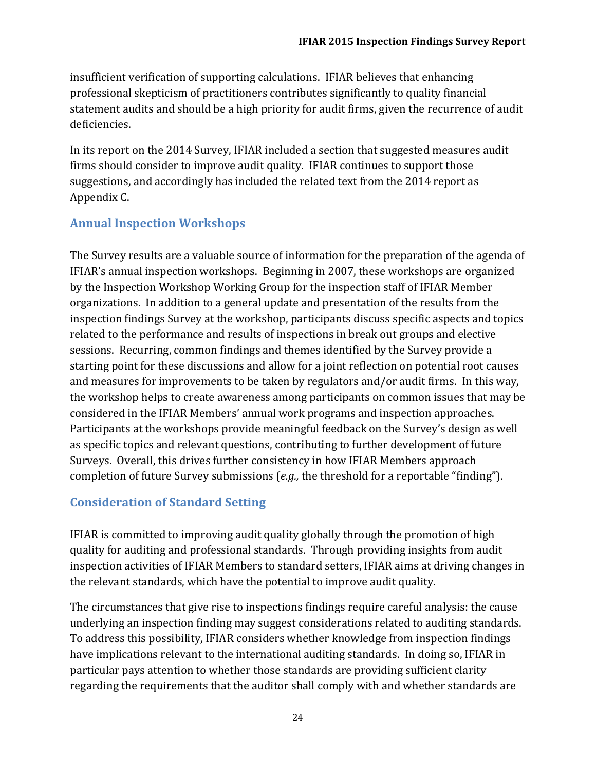insufficient verification of supporting calculations. IFIAR believes that enhancing professional skepticism of practitioners contributes significantly to quality financial statement audits and should be a high priority for audit firms, given the recurrence of audit deficiencies.

In its report on the 2014 Survey, IFIAR included a section that suggested measures audit firms should consider to improve audit quality. IFIAR continues to support those suggestions, and accordingly has included the related text from the 2014 report as Appendix C.

## Annual Inspection Workshops

The Survey results are a valuable source of information for the preparation of the agenda of IFIAR's annual inspection workshops. Beginning in 2007, these workshops are organized by the Inspection Workshop Working Group for the inspection staff of IFIAR Member organizations. In addition to a general update and presentation of the results from the inspection findings Survey at the workshop, participants discuss specific aspects and topics related to the performance and results of inspections in break out groups and elective sessions. Recurring, common findings and themes identified by the Survey provide a starting point for these discussions and allow for a joint reflection on potential root causes and measures for improvements to be taken by regulators and/or audit firms. In this way, the workshop helps to create awareness among participants on common issues that may be considered in the IFIAR Members' annual work programs and inspection approaches. Participants at the workshops provide meaningful feedback on the Survey's design as well as specific topics and relevant questions, contributing to further development of future Surveys. Overall, this drives further consistency in how IFIAR Members approach completion of future Survey submissions (*e.g.,* the threshold for a reportable "finding").

## Consideration of Standard Setting

IFIAR is committed to improving audit quality globally through the promotion of high quality for auditing and professional standards. Through providing insights from audit inspection activities of IFIAR Members to standard setters, IFIAR aims at driving changes in the relevant standards, which have the potential to improve audit quality.

The circumstances that give rise to inspections findings require careful analysis: the cause underlying an inspection finding may suggest considerations related to auditing standards. To address this possibility, IFIAR considers whether knowledge from inspection findings have implications relevant to the international auditing standards. In doing so, IFIAR in particular pays attention to whether those standards are providing sufficient clarity regarding the requirements that the auditor shall comply with and whether standards are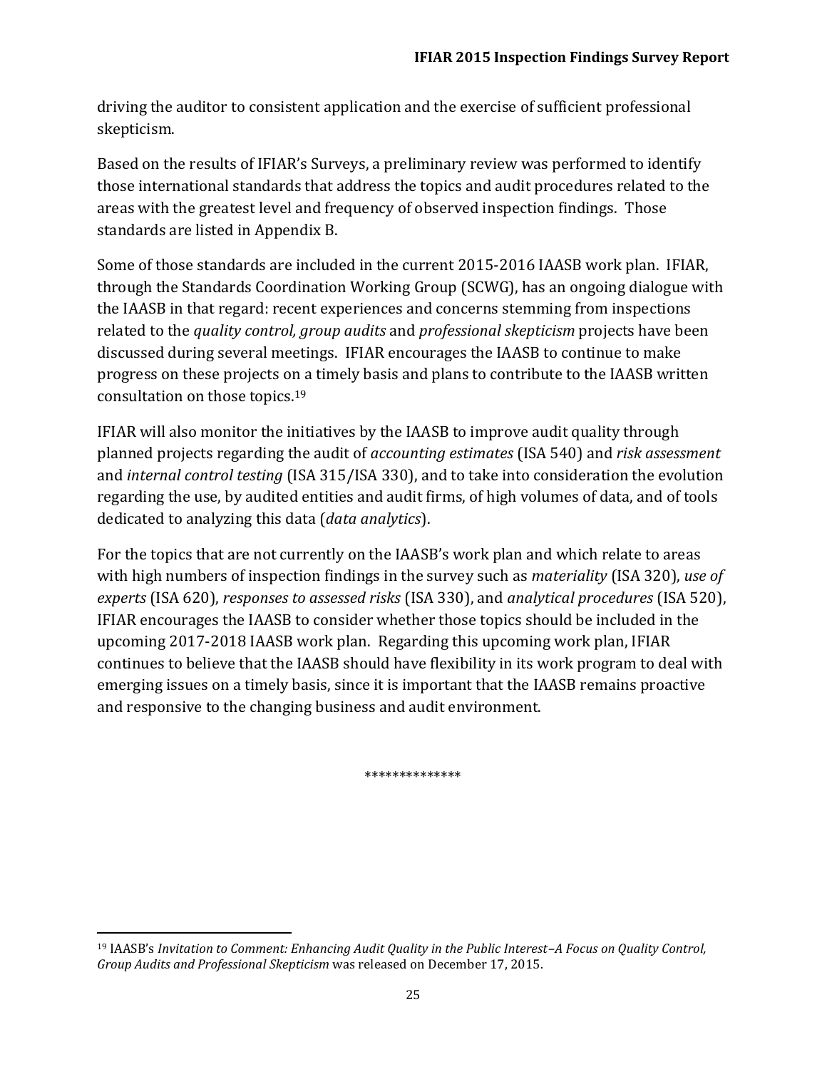driving the auditor to consistent application and the exercise of sufficient professional skepticism.

Based on the results of IFIAR's Surveys, a preliminary review was performed to identify those international standards that address the topics and audit procedures related to the areas with the greatest level and frequency of observed inspection findings. Those standards are listed in Appendix B.

Some of those standards are included in the current 2015-2016 IAASB work plan. IFIAR, through the Standards Coordination Working Group (SCWG), has an ongoing dialogue with the IAASB in that regard: recent experiences and concerns stemming from inspections related to the *quality control, group audits* and *professional skepticism* projects have been discussed during several meetings. IFIAR encourages the IAASB to continue to make progress on these projects on a timely basis and plans to contribute to the IAASB written consultation on those topics.[19]

IFIAR will also monitor the initiatives by the IAASB to improve audit quality through planned projects regarding the audit of *accounting estimates* (ISA 540) and *risk assessment* and *internal control testing* (ISA 315/ISA 330), and to take into consideration the evolution regarding the use, by audited entities and audit firms, of high volumes of data, and of tools dedicated to analyzing this data (*data analytics*).

For the topics that are not currently on the IAASB's work plan and which relate to areas with high numbers of inspection findings in the survey such as *materiality* (ISA 320), *use of experts* (ISA 620), *responses to assessed risks* (ISA 330), and *analytical procedures* (ISA 520), IFIAR encourages the IAASB to consider whether those topics should be included in the upcoming 2017-2018 IAASB work plan. Regarding this upcoming work plan, IFIAR continues to believe that the IAASB should have flexibility in its work program to deal with emerging issues on a timely basis, since it is important that the IAASB remains proactive and responsive to the changing business and audit environment.

**************

[19] IAASB's *Invitation to Comment: Enhancing Audit Quality in the Public Interest–A Focus on Quality Control, Group Audits and Professional Skepticism* was released on December 17, 2015.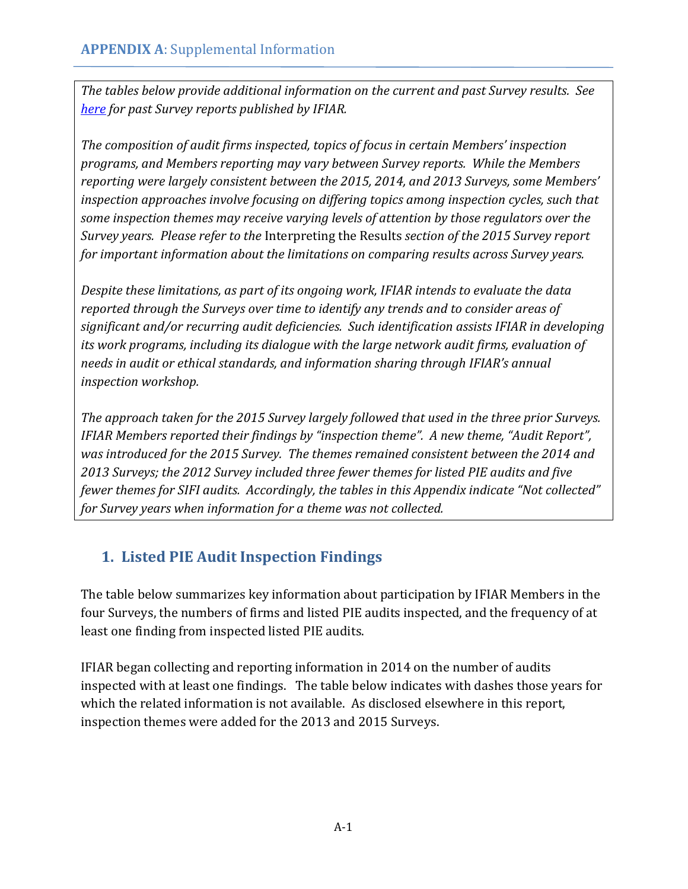## APPENDIX A: Supplemental Information

*The tables below provide additional information on the current and past Survey results. See [here](#) for past Survey reports published by IFIAR.*

*The composition of audit firms inspected, topics of focus in certain Members' inspection programs, and Members reporting may vary between Survey reports. While the Members reporting were largely consistent between the 2015, 2014, and 2013 Surveys, some Members' inspection approaches involve focusing on differing topics among inspection cycles, such that some inspection themes may receive varying levels of attention by those regulators over the Survey years. Please refer to the* Interpreting the Results *section of the 2015 Survey report for important information about the limitations on comparing results across Survey years.*

*Despite these limitations, as part of its ongoing work, IFIAR intends to evaluate the data reported through the Surveys over time to identify any trends and to consider areas of significant and/or recurring audit deficiencies. Such identification assists IFIAR in developing its work programs, including its dialogue with the large network audit firms, evaluation of needs in audit or ethical standards, and information sharing through IFIAR's annual inspection workshop.*

*The approach taken for the 2015 Survey largely followed that used in the three prior Surveys. IFIAR Members reported their findings by "inspection theme". A new theme, "Audit Report", was introduced for the 2015 Survey. The themes remained consistent between the 2014 and 2013 Surveys; the 2012 Survey included three fewer themes for listed PIE audits and five fewer themes for SIFI audits. Accordingly, the tables in this Appendix indicate "Not collected" for Survey years when information for a theme was not collected.*

### 1. Listed PIE Audit Inspection Findings

The table below summarizes key information about participation by IFIAR Members in the four Surveys, the numbers of firms and listed PIE audits inspected, and the frequency of at least one finding from inspected listed PIE audits.

IFIAR began collecting and reporting information in 2014 on the number of audits inspected with at least one findings. The table below indicates with dashes those years for which the related information is not available. As disclosed elsewhere in this report, inspection themes were added for the 2013 and 2015 Surveys.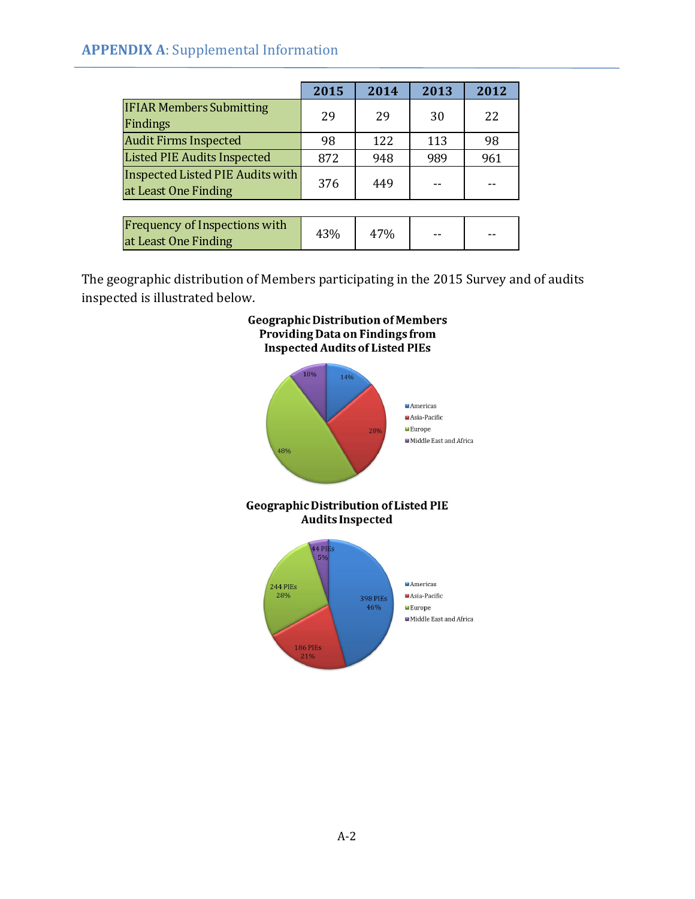## **APPENDIX A**: Supplemental Information

| | 2015 | 2014 | 2013 | 2012 |
|---|---|---|---|---|
| IFIAR Members Submitting Findings | 29 | 29 | 30 | 22 |
| Audit Firms Inspected | 98 | 122 | 113 | 98 |
| Listed PIE Audits Inspected | 872 | 948 | 989 | 961 |
| Inspected Listed PIE Audits with at Least One Finding | 376 | 449 | -- | -- |

| | | | | |
|---|---|---|---|---|
| Frequency of Inspections with at Least One Finding | 43% | 47% | -- | -- |

The geographic distribution of Members participating in the 2015 Survey and of audits inspected is illustrated below.

**Geographic Distribution of Members Providing Data on Findings from Inspected Audits of Listed PIEs**

| Region | Share |
|---|---|
| Americas | 14% |
| Asia-Pacific | 28% |
| Europe | 48% |
| Middle East and Africa | 10% |

**Geographic Distribution of Listed PIE Audits Inspected**

| Region | PIEs | Share |
|---|---|---|
| Americas | 398 PIEs | 46% |
| Asia-Pacific | 186 PIEs | 21% |
| Europe | 244 PIEs | 28% |
| Middle East and Africa | 44 PIEs | 5% |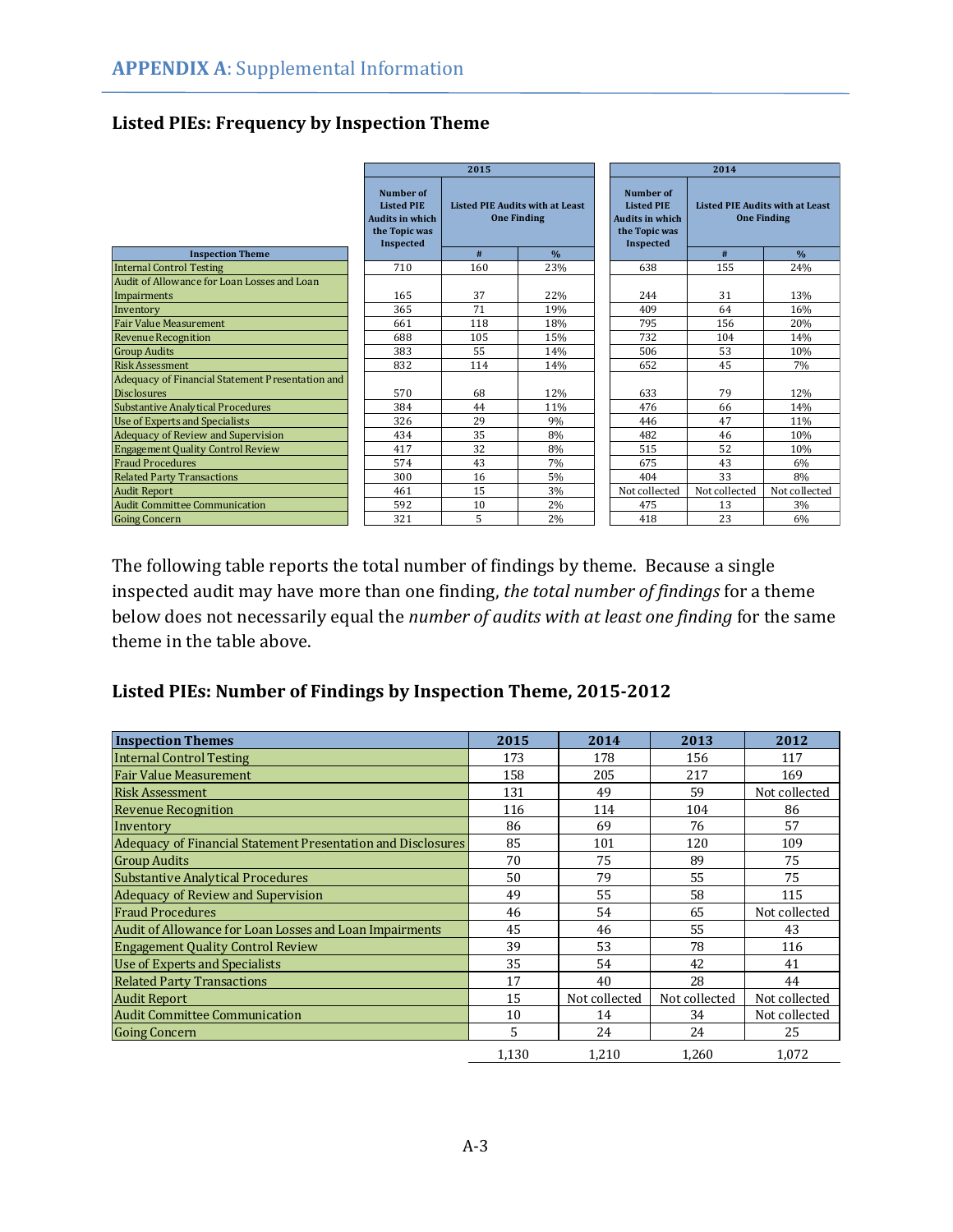## APPENDIX A: Supplemental Information

### Listed PIEs: Frequency by Inspection Theme

| Inspection Theme | 2015 | | | 2014 | | |
|---|---|---|---|---|---|---|
| | Number of Listed PIE Audits in which the Topic was Inspected | Listed PIE Audits with at Least One Finding | | Number of Listed PIE Audits in which the Topic was Inspected | Listed PIE Audits with at Least One Finding | |
| | | # | % | | # | % |
| Internal Control Testing | 710 | 160 | 23% | 638 | 155 | 24% |
| Audit of Allowance for Loan Losses and Loan Impairments | 165 | 37 | 22% | 244 | 31 | 13% |
| Inventory | 365 | 71 | 19% | 409 | 64 | 16% |
| Fair Value Measurement | 661 | 118 | 18% | 795 | 156 | 20% |
| Revenue Recognition | 688 | 105 | 15% | 732 | 104 | 14% |
| Group Audits | 383 | 55 | 14% | 506 | 53 | 10% |
| Risk Assessment | 832 | 114 | 14% | 652 | 45 | 7% |
| Adequacy of Financial Statement Presentation and Disclosures | 570 | 68 | 12% | 633 | 79 | 12% |
| Substantive Analytical Procedures | 384 | 44 | 11% | 476 | 66 | 14% |
| Use of Experts and Specialists | 326 | 29 | 9% | 446 | 47 | 11% |
| Adequacy of Review and Supervision | 434 | 35 | 8% | 482 | 46 | 10% |
| Engagement Quality Control Review | 417 | 32 | 8% | 515 | 52 | 10% |
| Fraud Procedures | 574 | 43 | 7% | 675 | 43 | 6% |
| Related Party Transactions | 300 | 16 | 5% | 404 | 33 | 8% |
| Audit Report | 461 | 15 | 3% | Not collected | Not collected | Not collected |
| Audit Committee Communication | 592 | 10 | 2% | 475 | 13 | 3% |
| Going Concern | 321 | 5 | 2% | 418 | 23 | 6% |

The following table reports the total number of findings by theme. Because a single inspected audit may have more than one finding, *the total number of findings* for a theme below does not necessarily equal the *number of audits with at least one finding* for the same theme in the table above.

### Listed PIEs: Number of Findings by Inspection Theme, 2015-2012

| Inspection Themes | 2015 | 2014 | 2013 | 2012 |
|---|---|---|---|---|
| Internal Control Testing | 173 | 178 | 156 | 117 |
| Fair Value Measurement | 158 | 205 | 217 | 169 |
| Risk Assessment | 131 | 49 | 59 | Not collected |
| Revenue Recognition | 116 | 114 | 104 | 86 |
| Inventory | 86 | 69 | 76 | 57 |
| Adequacy of Financial Statement Presentation and Disclosures | 85 | 101 | 120 | 109 |
| Group Audits | 70 | 75 | 89 | 75 |
| Substantive Analytical Procedures | 50 | 79 | 55 | 75 |
| Adequacy of Review and Supervision | 49 | 55 | 58 | 115 |
| Fraud Procedures | 46 | 54 | 65 | Not collected |
| Audit of Allowance for Loan Losses and Loan Impairments | 45 | 46 | 55 | 43 |
| Engagement Quality Control Review | 39 | 53 | 78 | 116 |
| Use of Experts and Specialists | 35 | 54 | 42 | 41 |
| Related Party Transactions | 17 | 40 | 28 | 44 |
| Audit Report | 15 | Not collected | Not collected | Not collected |
| Audit Committee Communication | 10 | 14 | 34 | Not collected |
| Going Concern | 5 | 24 | 24 | 25 |
| | 1,130 | 1,210 | 1,260 | 1,072 |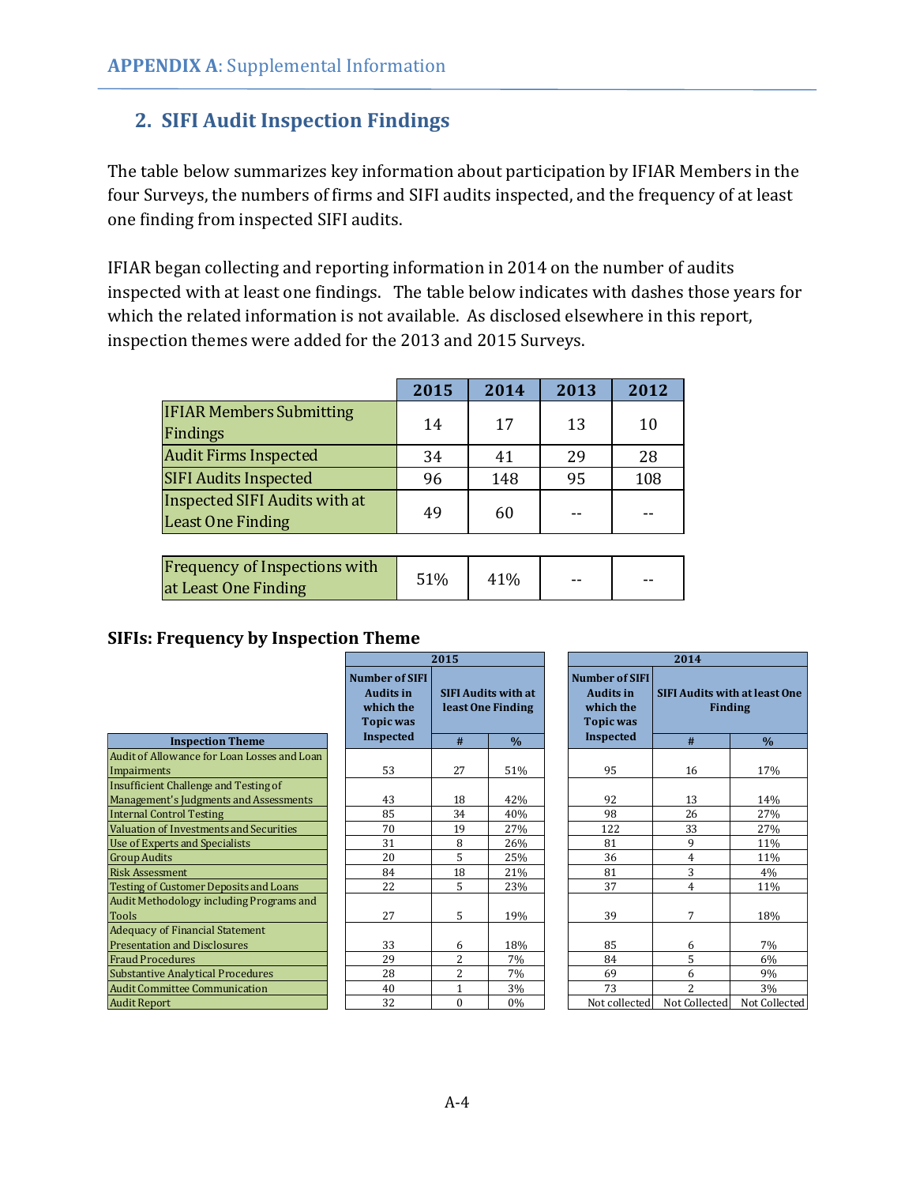## 2. SIFI Audit Inspection Findings

The table below summarizes key information about participation by IFIAR Members in the four Surveys, the numbers of firms and SIFI audits inspected, and the frequency of at least one finding from inspected SIFI audits.

IFIAR began collecting and reporting information in 2014 on the number of audits inspected with at least one findings. The table below indicates with dashes those years for which the related information is not available. As disclosed elsewhere in this report, inspection themes were added for the 2013 and 2015 Surveys.

| | 2015 | 2014 | 2013 | 2012 |
|---|---|---|---|---|
| IFIAR Members Submitting Findings | 14 | 17 | 13 | 10 |
| Audit Firms Inspected | 34 | 41 | 29 | 28 |
| SIFI Audits Inspected | 96 | 148 | 95 | 108 |
| Inspected SIFI Audits with at Least One Finding | 49 | 60 | -- | -- |
| Frequency of Inspections with at Least One Finding | 51% | 41% | -- | -- |

### SIFIs: Frequency by Inspection Theme

| | 2015 | | | 2014 | | |
|---|---|---|---|---|---|---|
| | Number of SIFI Audits in which the Topic was Inspected | SIFI Audits with at least One Finding | | Number of SIFI Audits in which the Topic was Inspected | SIFI Audits with at least One Finding | |
| Inspection Theme | | # | % | | # | % |
| Audit of Allowance for Loan Losses and Loan Impairments | 53 | 27 | 51% | 95 | 16 | 17% |
| Insufficient Challenge and Testing of Management's Judgments and Assessments | 43 | 18 | 42% | 92 | 13 | 14% |
| Internal Control Testing | 85 | 34 | 40% | 98 | 26 | 27% |
| Valuation of Investments and Securities | 70 | 19 | 27% | 122 | 33 | 27% |
| Use of Experts and Specialists | 31 | 8 | 26% | 81 | 9 | 11% |
| Group Audits | 20 | 5 | 25% | 36 | 4 | 11% |
| Risk Assessment | 84 | 18 | 21% | 81 | 3 | 4% |
| Testing of Customer Deposits and Loans | 22 | 5 | 23% | 37 | 4 | 11% |
| Audit Methodology including Programs and Tools | 27 | 5 | 19% | 39 | 7 | 18% |
| Adequacy of Financial Statement Presentation and Disclosures | 33 | 6 | 18% | 85 | 6 | 7% |
| Fraud Procedures | 29 | 2 | 7% | 84 | 5 | 6% |
| Substantive Analytical Procedures | 28 | 2 | 7% | 69 | 6 | 9% |
| Audit Committee Communication | 40 | 1 | 3% | 73 | 2 | 3% |
| Audit Report | 32 | 0 | 0% | Not collected | Not Collected | Not Collected |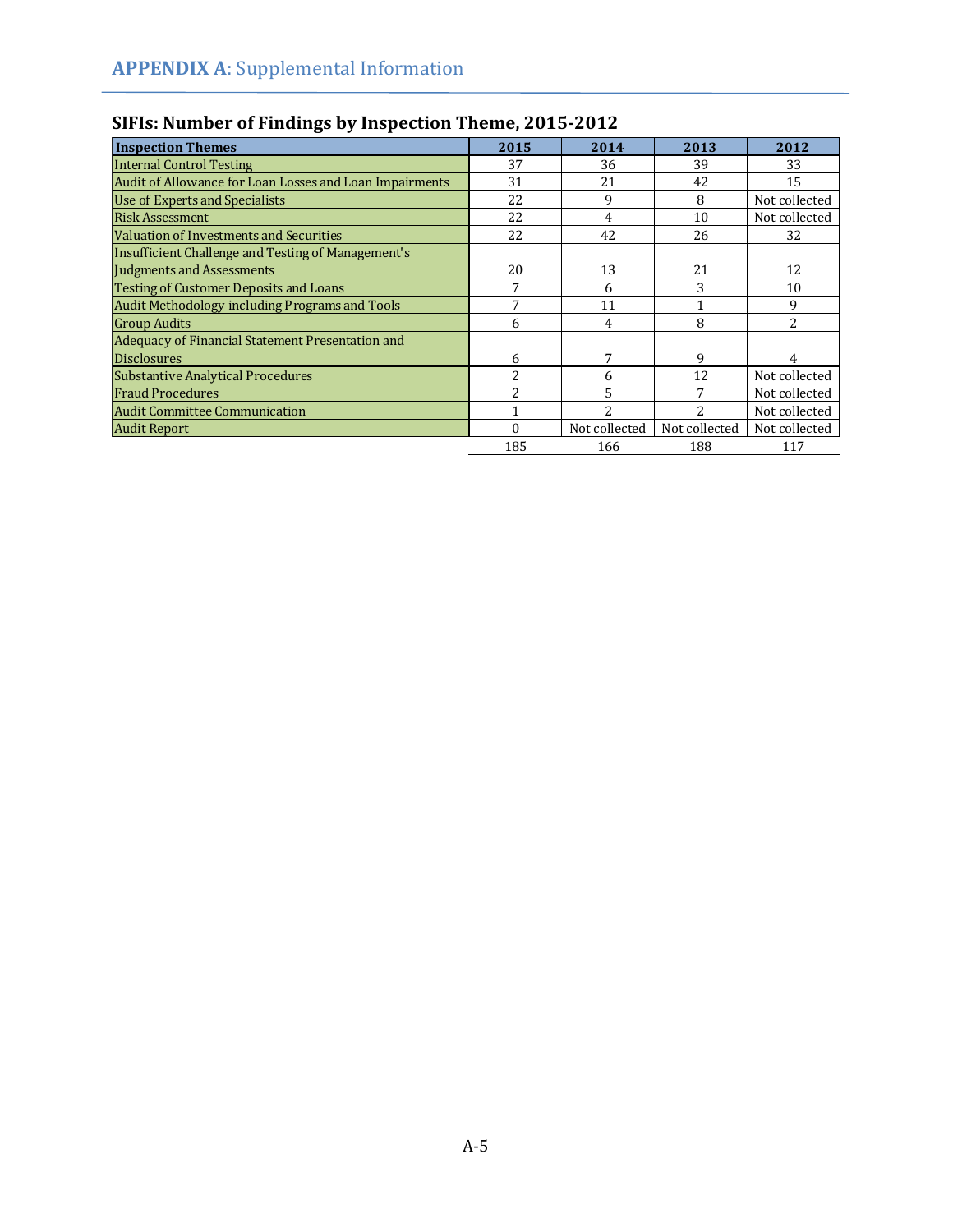# APPENDIX A: Supplemental Information

## SIFIs: Number of Findings by Inspection Theme, 2015-2012

| Inspection Themes | 2015 | 2014 | 2013 | 2012 |
|---|---|---|---|---|
| Internal Control Testing | 37 | 36 | 39 | 33 |
| Audit of Allowance for Loan Losses and Loan Impairments | 31 | 21 | 42 | 15 |
| Use of Experts and Specialists | 22 | 9 | 8 | Not collected |
| Risk Assessment | 22 | 4 | 10 | Not collected |
| Valuation of Investments and Securities | 22 | 42 | 26 | 32 |
| Insufficient Challenge and Testing of Management's Judgments and Assessments | 20 | 13 | 21 | 12 |
| Testing of Customer Deposits and Loans | 7 | 6 | 3 | 10 |
| Audit Methodology including Programs and Tools | 7 | 11 | 1 | 9 |
| Group Audits | 6 | 4 | 8 | 2 |
| Adequacy of Financial Statement Presentation and Disclosures | 6 | 7 | 9 | 4 |
| Substantive Analytical Procedures | 2 | 6 | 12 | Not collected |
| Fraud Procedures | 2 | 5 | 7 | Not collected |
| Audit Committee Communication | 1 | 2 | 2 | Not collected |
| Audit Report | 0 | Not collected | Not collected | Not collected |
| | 185 | 166 | 188 | 117 |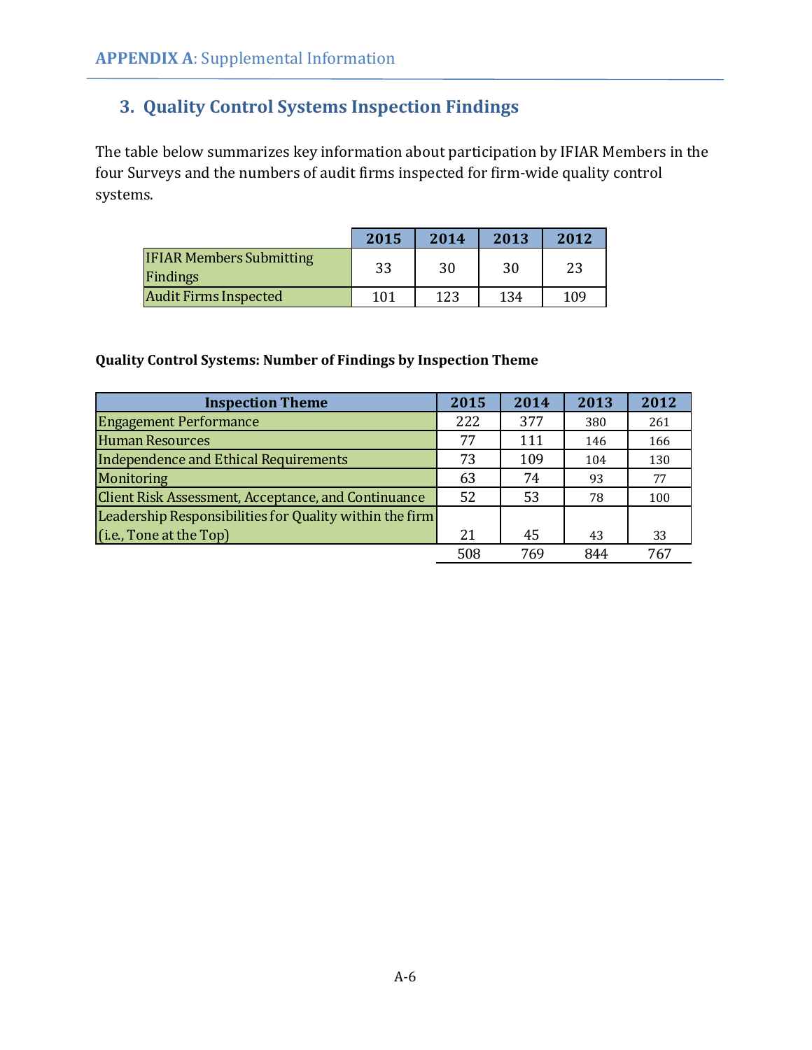## 3. Quality Control Systems Inspection Findings

The table below summarizes key information about participation by IFIAR Members in the four Surveys and the numbers of audit firms inspected for firm-wide quality control systems.

| | 2015 | 2014 | 2013 | 2012 |
|---|---|---|---|---|
| IFIAR Members Submitting Findings | 33 | 30 | 30 | 23 |
| Audit Firms Inspected | 101 | 123 | 134 | 109 |

**Quality Control Systems: Number of Findings by Inspection Theme**

| Inspection Theme | 2015 | 2014 | 2013 | 2012 |
|---|---|---|---|---|
| Engagement Performance | 222 | 377 | 380 | 261 |
| Human Resources | 77 | 111 | 146 | 166 |
| Independence and Ethical Requirements | 73 | 109 | 104 | 130 |
| Monitoring | 63 | 74 | 93 | 77 |
| Client Risk Assessment, Acceptance, and Continuance | 52 | 53 | 78 | 100 |
| Leadership Responsibilities for Quality within the firm (i.e., Tone at the Top) | 21 | 45 | 43 | 33 |
| | 508 | 769 | 844 | 767 |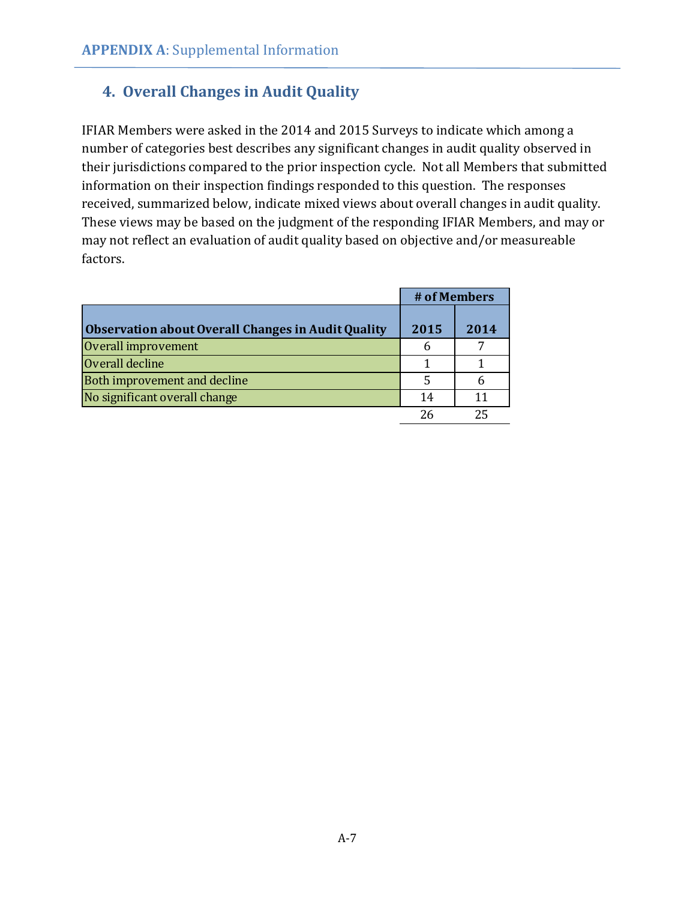## 4. Overall Changes in Audit Quality

IFIAR Members were asked in the 2014 and 2015 Surveys to indicate which among a number of categories best describes any significant changes in audit quality observed in their jurisdictions compared to the prior inspection cycle. Not all Members that submitted information on their inspection findings responded to this question. The responses received, summarized below, indicate mixed views about overall changes in audit quality. These views may be based on the judgment of the responding IFIAR Members, and may or may not reflect an evaluation of audit quality based on objective and/or measureable factors.

| | # of Members | |
|---|---|---|
| **Observation about Overall Changes in Audit Quality** | **2015** | **2014** |
| Overall improvement | 6 | 7 |
| Overall decline | 1 | 1 |
| Both improvement and decline | 5 | 6 |
| No significant overall change | 14 | 11 |
| | 26 | 25 |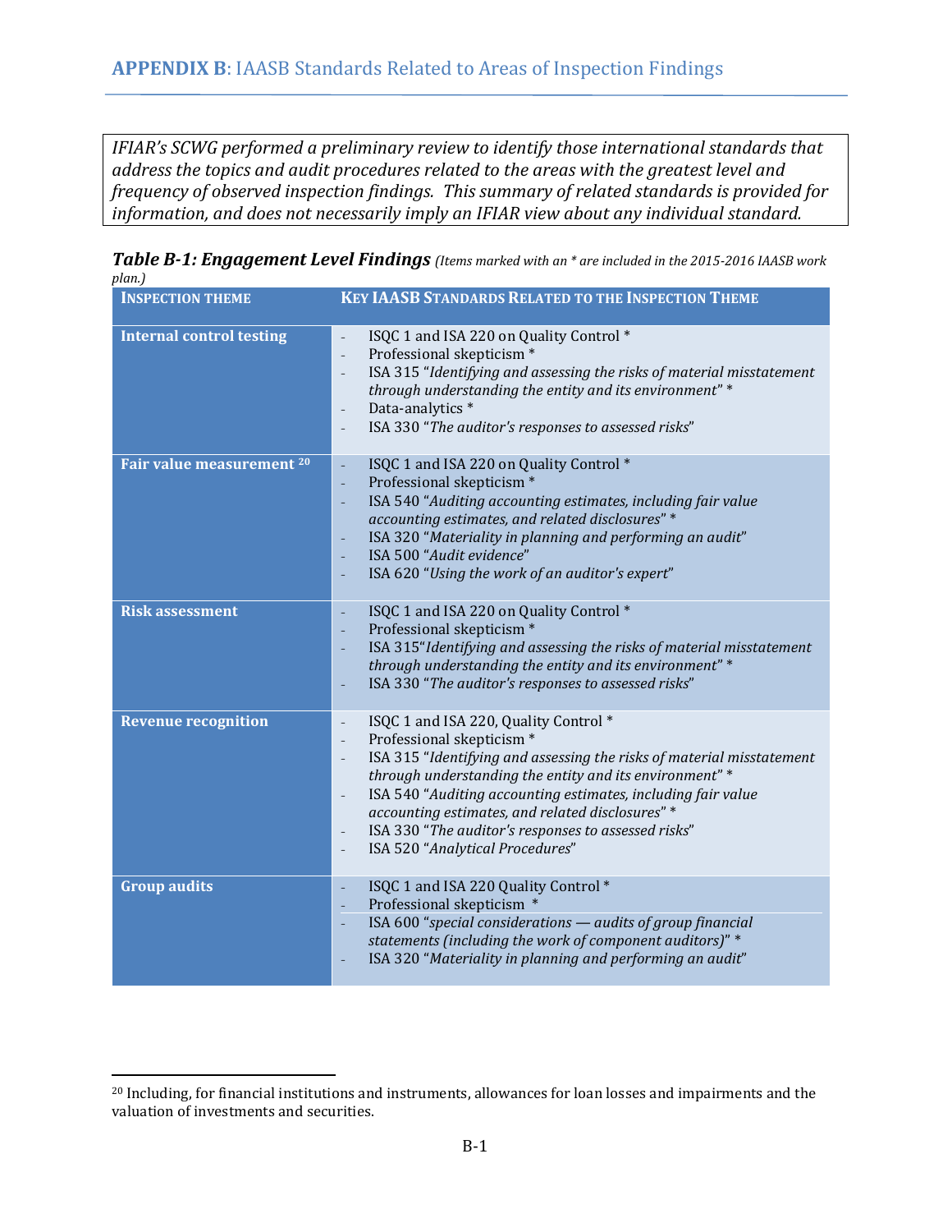## APPENDIX B: IAASB Standards Related to Areas of Inspection Findings

*IFIAR's SCWG performed a preliminary review to identify those international standards that address the topics and audit procedures related to the areas with the greatest level and frequency of observed inspection findings. This summary of related standards is provided for information, and does not necessarily imply an IFIAR view about any individual standard.*

***Table B-1: Engagement Level Findings*** *(Items marked with an * are included in the 2015-2016 IAASB work plan.)*

| INSPECTION THEME | KEY IAASB STANDARDS RELATED TO THE INSPECTION THEME |
|---|---|
| **Internal control testing** | - ISQC 1 and ISA 220 on Quality Control * <br> - Professional skepticism * <br> - ISA 315 "*Identifying and assessing the risks of material misstatement through understanding the entity and its environment*" * <br> - Data-analytics * <br> - ISA 330 "*The auditor's responses to assessed risks*" |
| **Fair value measurement [20]** | - ISQC 1 and ISA 220 on Quality Control * <br> - Professional skepticism * <br> - ISA 540 "*Auditing accounting estimates, including fair value accounting estimates, and related disclosures*" * <br> - ISA 320 "*Materiality in planning and performing an audit*" <br> - ISA 500 "*Audit evidence*" <br> - ISA 620 "*Using the work of an auditor's expert*" |
| **Risk assessment** | - ISQC 1 and ISA 220 on Quality Control * <br> - Professional skepticism * <br> - ISA 315"*Identifying and assessing the risks of material misstatement through understanding the entity and its environment*" * <br> - ISA 330 "*The auditor's responses to assessed risks*" |
| **Revenue recognition** | - ISQC 1 and ISA 220, Quality Control * <br> - Professional skepticism * <br> - ISA 315 "*Identifying and assessing the risks of material misstatement through understanding the entity and its environment*" * <br> - ISA 540 "*Auditing accounting estimates, including fair value accounting estimates, and related disclosures*" * <br> - ISA 330 "*The auditor's responses to assessed risks*" <br> - ISA 520 "*Analytical Procedures*" |
| **Group audits** | - ISQC 1 and ISA 220 Quality Control * <br> - Professional skepticism * <br> - ISA 600 "*special considerations — audits of group financial statements (including the work of component auditors)*" * <br> - ISA 320 "*Materiality in planning and performing an audit*" |

[20] Including, for financial institutions and instruments, allowances for loan losses and impairments and the valuation of investments and securities.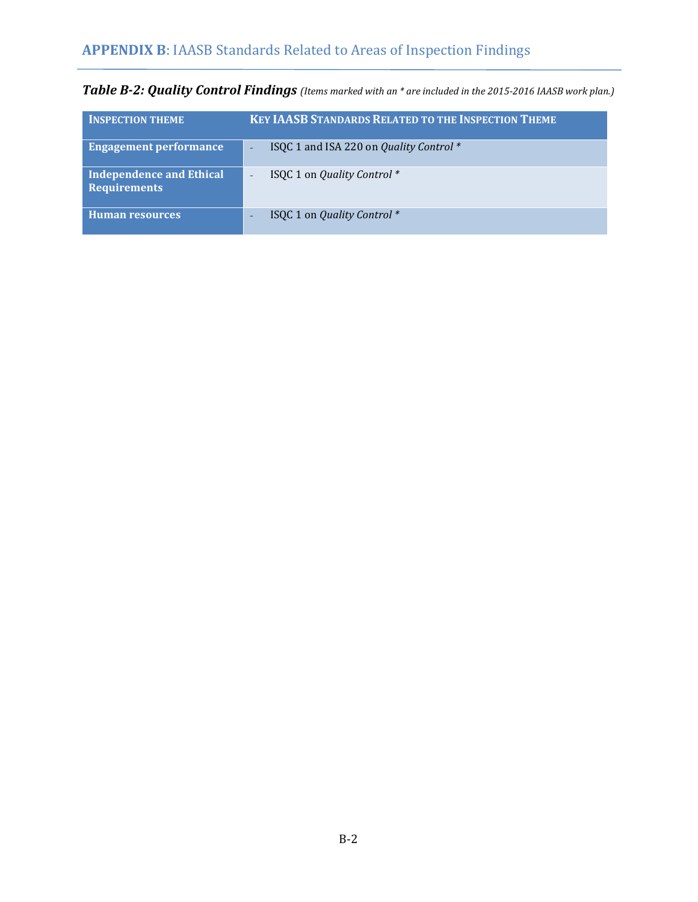## APPENDIX B: IAASB Standards Related to Areas of Inspection Findings

***Table B-2: Quality Control Findings*** *(Items marked with an * are included in the 2015-2016 IAASB work plan.)*

| INSPECTION THEME | KEY IAASB STANDARDS RELATED TO THE INSPECTION THEME |
|---|---|
| **Engagement performance** | - ISQC 1 and ISA 220 on *Quality Control* * |
| **Independence and Ethical Requirements** | - ISQC 1 on *Quality Control* * |
| **Human resources** | - ISQC 1 on *Quality Control* * |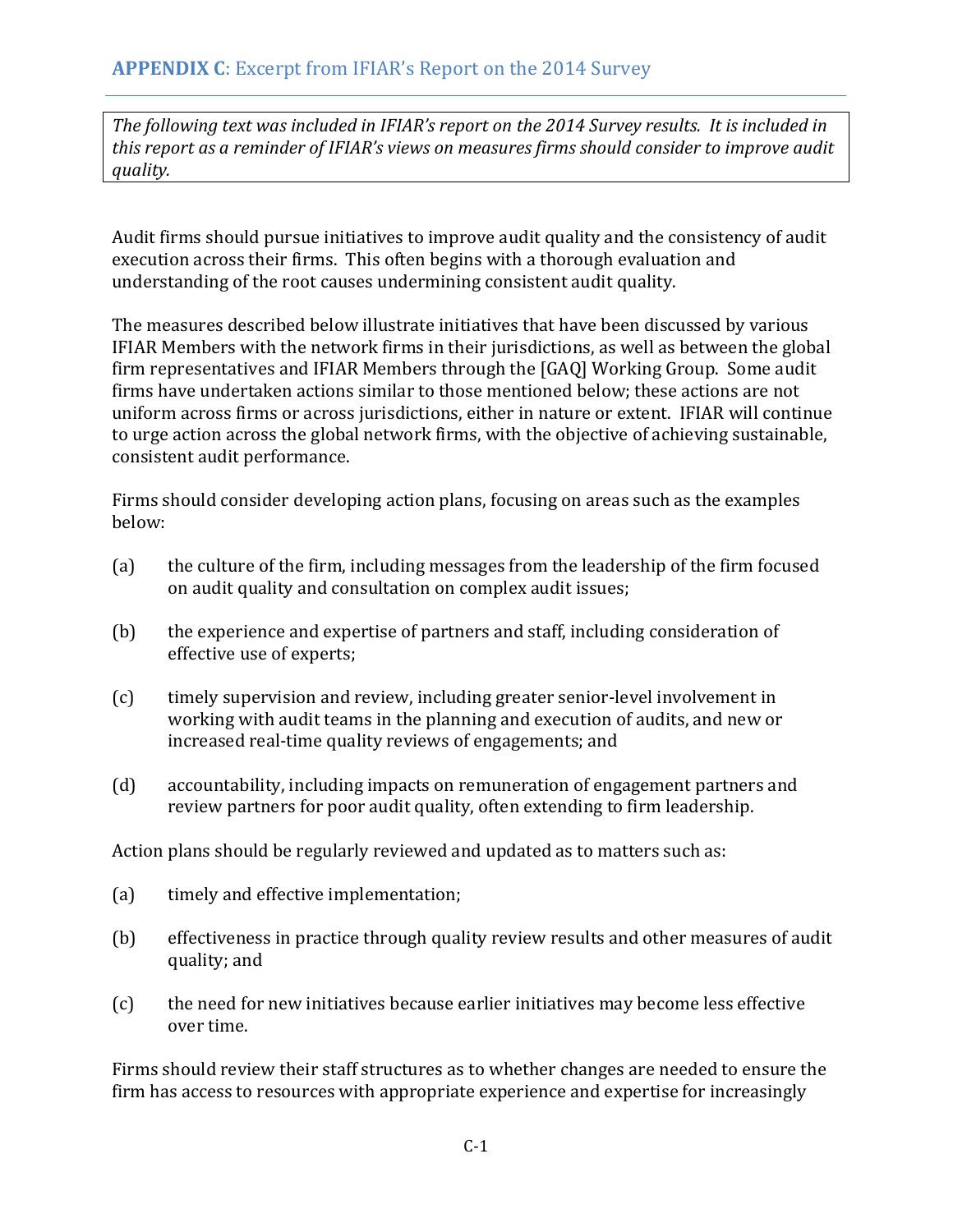## APPENDIX C: Excerpt from IFIAR's Report on the 2014 Survey

*The following text was included in IFIAR's report on the 2014 Survey results. It is included in this report as a reminder of IFIAR's views on measures firms should consider to improve audit quality.*

Audit firms should pursue initiatives to improve audit quality and the consistency of audit execution across their firms. This often begins with a thorough evaluation and understanding of the root causes undermining consistent audit quality.

The measures described below illustrate initiatives that have been discussed by various IFIAR Members with the network firms in their jurisdictions, as well as between the global firm representatives and IFIAR Members through the [GAQ] Working Group. Some audit firms have undertaken actions similar to those mentioned below; these actions are not uniform across firms or across jurisdictions, either in nature or extent. IFIAR will continue to urge action across the global network firms, with the objective of achieving sustainable, consistent audit performance.

Firms should consider developing action plans, focusing on areas such as the examples below:

(a) the culture of the firm, including messages from the leadership of the firm focused on audit quality and consultation on complex audit issues;

(b) the experience and expertise of partners and staff, including consideration of effective use of experts;

(c) timely supervision and review, including greater senior-level involvement in working with audit teams in the planning and execution of audits, and new or increased real-time quality reviews of engagements; and

(d) accountability, including impacts on remuneration of engagement partners and review partners for poor audit quality, often extending to firm leadership.

Action plans should be regularly reviewed and updated as to matters such as:

(a) timely and effective implementation;

(b) effectiveness in practice through quality review results and other measures of audit quality; and

(c) the need for new initiatives because earlier initiatives may become less effective over time.

Firms should review their staff structures as to whether changes are needed to ensure the firm has access to resources with appropriate experience and expertise for increasingly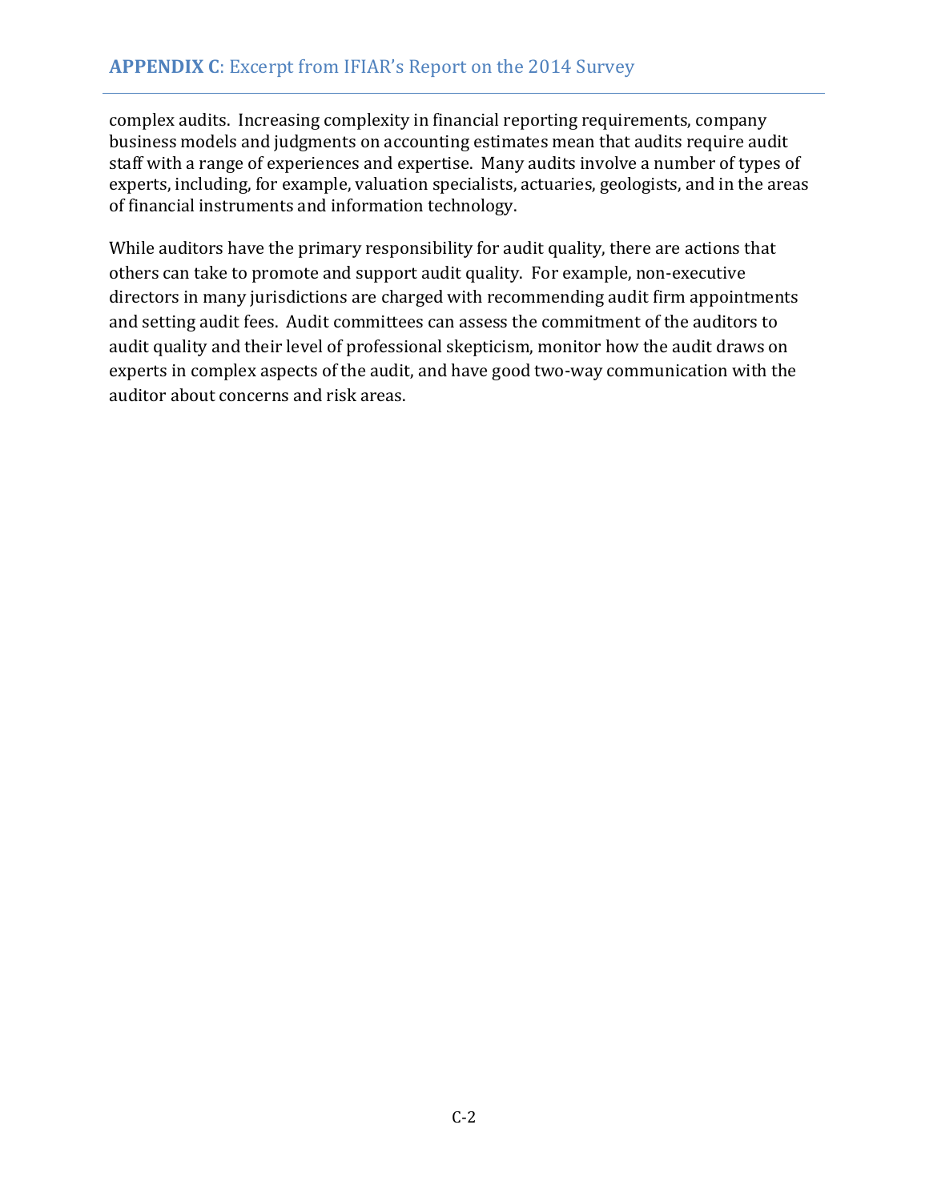complex audits. Increasing complexity in financial reporting requirements, company business models and judgments on accounting estimates mean that audits require audit staff with a range of experiences and expertise. Many audits involve a number of types of experts, including, for example, valuation specialists, actuaries, geologists, and in the areas of financial instruments and information technology.

While auditors have the primary responsibility for audit quality, there are actions that others can take to promote and support audit quality. For example, non-executive directors in many jurisdictions are charged with recommending audit firm appointments and setting audit fees. Audit committees can assess the commitment of the auditors to audit quality and their level of professional skepticism, monitor how the audit draws on experts in complex aspects of the audit, and have good two-way communication with the auditor about concerns and risk areas.